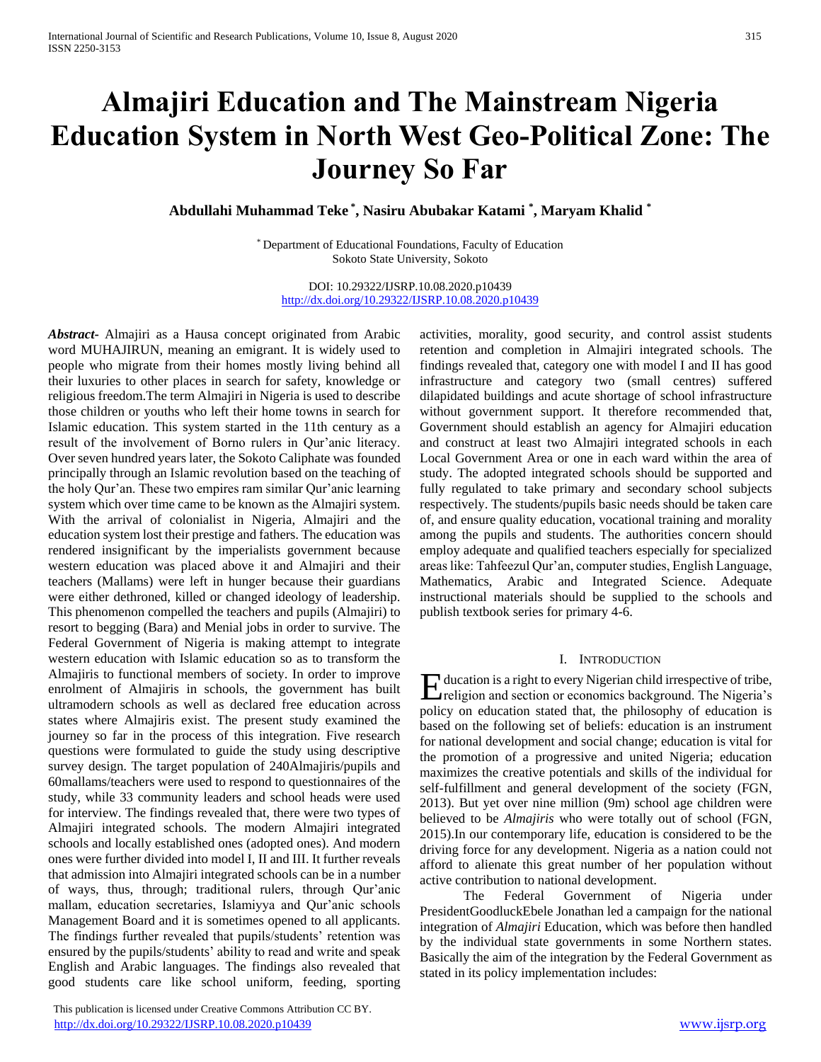# Almajiri Education and The Mainstream Nigeria Education System in North West Geo-Political Zone: The Journey So Far

**Abdullahi Muhammad Teke [*], Nasiru Abubakar Katami [*], Maryam Khalid [*]**

[*] Department of Educational Foundations, Faculty of Education
Sokoto State University, Sokoto

DOI: 10.29322/IJSRP.10.08.2020.p10439
http://dx.doi.org/10.29322/IJSRP.10.08.2020.p10439

***Abstract-*** Almajiri as a Hausa concept originated from Arabic word MUHAJIRUN, meaning an emigrant. It is widely used to people who migrate from their homes mostly living behind all their luxuries to other places in search for safety, knowledge or religious freedom.The term Almajiri in Nigeria is used to describe those children or youths who left their home towns in search for Islamic education. This system started in the 11th century as a result of the involvement of Borno rulers in Qur'anic literacy. Over seven hundred years later, the Sokoto Caliphate was founded principally through an Islamic revolution based on the teaching of the holy Qur'an. These two empires ram similar Qur'anic learning system which over time came to be known as the Almajiri system. With the arrival of colonialist in Nigeria, Almajiri and the education system lost their prestige and fathers. The education was rendered insignificant by the imperialists government because western education was placed above it and Almajiri and their teachers (Mallams) were left in hunger because their guardians were either dethroned, killed or changed ideology of leadership. This phenomenon compelled the teachers and pupils (Almajiri) to resort to begging (Bara) and Menial jobs in order to survive. The Federal Government of Nigeria is making attempt to integrate western education with Islamic education so as to transform the Almajiris to functional members of society. In order to improve enrolment of Almajiris in schools, the government has built ultramodern schools as well as declared free education across states where Almajiris exist. The present study examined the journey so far in the process of this integration. Five research questions were formulated to guide the study using descriptive survey design. The target population of 240Almajiris/pupils and 60mallams/teachers were used to respond to questionnaires of the study, while 33 community leaders and school heads were used for interview. The findings revealed that, there were two types of Almajiri integrated schools. The modern Almajiri integrated schools and locally established ones (adopted ones). And modern ones were further divided into model I, II and III. It further reveals that admission into Almajiri integrated schools can be in a number of ways, thus, through; traditional rulers, through Qur'anic mallam, education secretaries, Islamiyya and Qur'anic schools Management Board and it is sometimes opened to all applicants. The findings further revealed that pupils/students' retention was ensured by the pupils/students' ability to read and write and speak English and Arabic languages. The findings also revealed that good students care like school uniform, feeding, sporting activities, morality, good security, and control assist students retention and completion in Almajiri integrated schools. The findings revealed that, category one with model I and II has good infrastructure and category two (small centres) suffered dilapidated buildings and acute shortage of school infrastructure without government support. It therefore recommended that, Government should establish an agency for Almajiri education and construct at least two Almajiri integrated schools in each Local Government Area or one in each ward within the area of study. The adopted integrated schools should be supported and fully regulated to take primary and secondary school subjects respectively. The students/pupils basic needs should be taken care of, and ensure quality education, vocational training and morality among the pupils and students. The authorities concern should employ adequate and qualified teachers especially for specialized areas like: Tahfeezul Qur'an, computer studies, English Language, Mathematics, Arabic and Integrated Science. Adequate instructional materials should be supplied to the schools and publish textbook series for primary 4-6.

## I. Introduction

Education is a right to every Nigerian child irrespective of tribe, religion and section or economics background. The Nigeria's policy on education stated that, the philosophy of education is based on the following set of beliefs: education is an instrument for national development and social change; education is vital for the promotion of a progressive and united Nigeria; education maximizes the creative potentials and skills of the individual for self-fulfillment and general development of the society (FGN, 2013). But yet over nine million (9m) school age children were believed to be *Almajiris* who were totally out of school (FGN, 2015).In our contemporary life, education is considered to be the driving force for any development. Nigeria as a nation could not afford to alienate this great number of her population without active contribution to national development.

The Federal Government of Nigeria under PresidentGoodluckEbele Jonathan led a campaign for the national integration of *Almajiri* Education, which was before then handled by the individual state governments in some Northern states. Basically the aim of the integration by the Federal Government as stated in its policy implementation includes: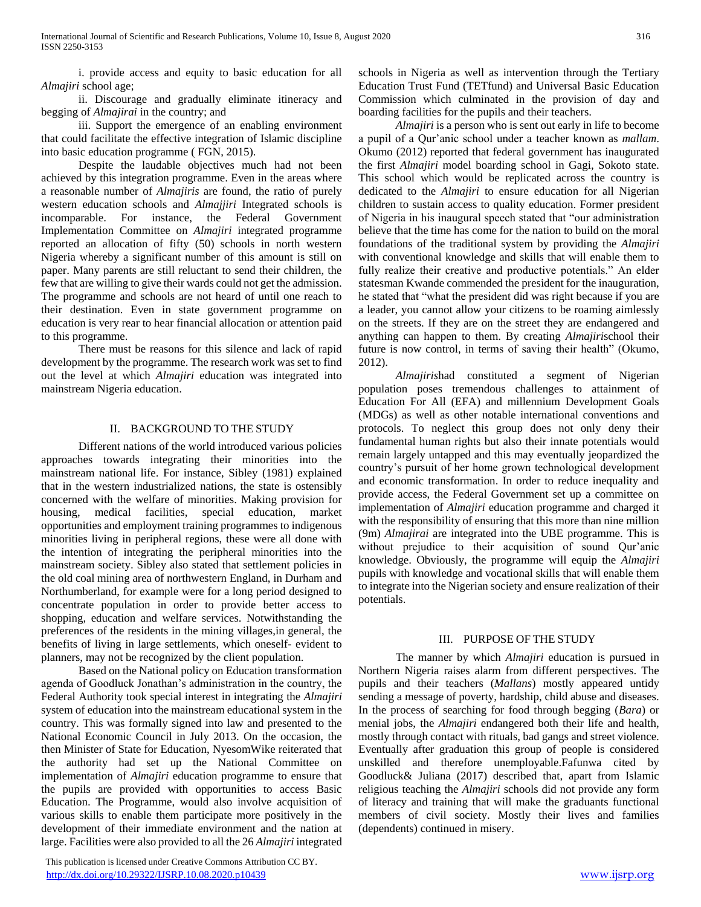i. provide access and equity to basic education for all *Almajiri* school age;

ii. Discourage and gradually eliminate itineracy and begging of *Almajirai* in the country; and

iii. Support the emergence of an enabling environment that could facilitate the effective integration of Islamic discipline into basic education programme ( FGN, 2015).

Despite the laudable objectives much had not been achieved by this integration programme. Even in the areas where a reasonable number of *Almajiris* are found, the ratio of purely western education schools and *Almajjiri* Integrated schools is incomparable. For instance, the Federal Government Implementation Committee on *Almajiri* integrated programme reported an allocation of fifty (50) schools in north western Nigeria whereby a significant number of this amount is still on paper. Many parents are still reluctant to send their children, the few that are willing to give their wards could not get the admission. The programme and schools are not heard of until one reach to their destination. Even in state government programme on education is very rear to hear financial allocation or attention paid to this programme.

There must be reasons for this silence and lack of rapid development by the programme. The research work was set to find out the level at which *Almajiri* education was integrated into mainstream Nigeria education.

## II. BACKGROUND TO THE STUDY

Different nations of the world introduced various policies approaches towards integrating their minorities into the mainstream national life. For instance, Sibley (1981) explained that in the western industrialized nations, the state is ostensibly concerned with the welfare of minorities. Making provision for housing, medical facilities, special education, market opportunities and employment training programmes to indigenous minorities living in peripheral regions, these were all done with the intention of integrating the peripheral minorities into the mainstream society. Sibley also stated that settlement policies in the old coal mining area of northwestern England, in Durham and Northumberland, for example were for a long period designed to concentrate population in order to provide better access to shopping, education and welfare services. Notwithstanding the preferences of the residents in the mining villages,in general, the benefits of living in large settlements, which oneself- evident to planners, may not be recognized by the client population.

Based on the National policy on Education transformation agenda of Goodluck Jonathan's administration in the country, the Federal Authority took special interest in integrating the *Almajiri* system of education into the mainstream educational system in the country. This was formally signed into law and presented to the National Economic Council in July 2013. On the occasion, the then Minister of State for Education, NyesomWike reiterated that the authority had set up the National Committee on implementation of *Almajiri* education programme to ensure that the pupils are provided with opportunities to access Basic Education. The Programme, would also involve acquisition of various skills to enable them participate more positively in the development of their immediate environment and the nation at large. Facilities were also provided to all the 26 *Almajiri* integrated schools in Nigeria as well as intervention through the Tertiary Education Trust Fund (TETfund) and Universal Basic Education Commission which culminated in the provision of day and boarding facilities for the pupils and their teachers.

*Almajiri* is a person who is sent out early in life to become a pupil of a Qur'anic school under a teacher known as *mallam*. Okumo (2012) reported that federal government has inaugurated the first *Almajiri* model boarding school in Gagi, Sokoto state. This school which would be replicated across the country is dedicated to the *Almajiri* to ensure education for all Nigerian children to sustain access to quality education. Former president of Nigeria in his inaugural speech stated that "our administration believe that the time has come for the nation to build on the moral foundations of the traditional system by providing the *Almajiri* with conventional knowledge and skills that will enable them to fully realize their creative and productive potentials." An elder statesman Kwande commended the president for the inauguration, he stated that "what the president did was right because if you are a leader, you cannot allow your citizens to be roaming aimlessly on the streets. If they are on the street they are endangered and anything can happen to them. By creating *Almajiris*chool their future is now control, in terms of saving their health" (Okumo, 2012).

*Almajiris*had constituted a segment of Nigerian population poses tremendous challenges to attainment of Education For All (EFA) and millennium Development Goals (MDGs) as well as other notable international conventions and protocols. To neglect this group does not only deny their fundamental human rights but also their innate potentials would remain largely untapped and this may eventually jeopardized the country's pursuit of her home grown technological development and economic transformation. In order to reduce inequality and provide access, the Federal Government set up a committee on implementation of *Almajiri* education programme and charged it with the responsibility of ensuring that this more than nine million (9m) *Almajirai* are integrated into the UBE programme. This is without prejudice to their acquisition of sound Qur'anic knowledge. Obviously, the programme will equip the *Almajiri* pupils with knowledge and vocational skills that will enable them to integrate into the Nigerian society and ensure realization of their potentials.

## III. PURPOSE OF THE STUDY

The manner by which *Almajiri* education is pursued in Northern Nigeria raises alarm from different perspectives. The pupils and their teachers (*Mallans*) mostly appeared untidy sending a message of poverty, hardship, child abuse and diseases. In the process of searching for food through begging (*Bara*) or menial jobs, the *Almajiri* endangered both their life and health, mostly through contact with rituals, bad gangs and street violence. Eventually after graduation this group of people is considered unskilled and therefore unemployable.Fafunwa cited by Goodluck& Juliana (2017) described that, apart from Islamic religious teaching the *Almajiri* schools did not provide any form of literacy and training that will make the graduants functional members of civil society. Mostly their lives and families (dependents) continued in misery.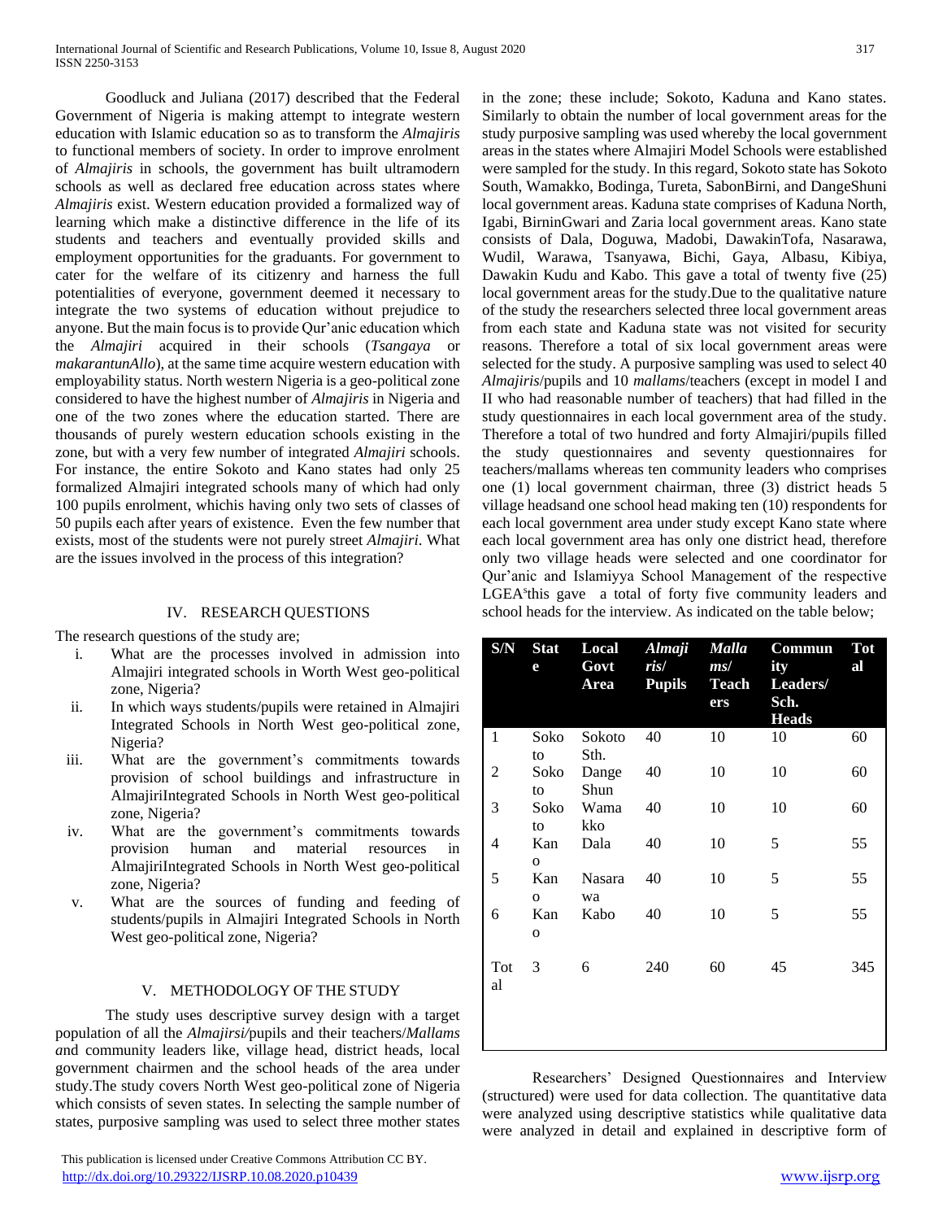Goodluck and Juliana (2017) described that the Federal Government of Nigeria is making attempt to integrate western education with Islamic education so as to transform the *Almajiris* to functional members of society. In order to improve enrolment of *Almajiris* in schools, the government has built ultramodern schools as well as declared free education across states where *Almajiris* exist. Western education provided a formalized way of learning which make a distinctive difference in the life of its students and teachers and eventually provided skills and employment opportunities for the graduants. For government to cater for the welfare of its citizenry and harness the full potentialities of everyone, government deemed it necessary to integrate the two systems of education without prejudice to anyone. But the main focus is to provide Qur'anic education which the *Almajiri* acquired in their schools (*Tsangaya* or *makarantunAllo*), at the same time acquire western education with employability status. North western Nigeria is a geo-political zone considered to have the highest number of *Almajiris* in Nigeria and one of the two zones where the education started. There are thousands of purely western education schools existing in the zone, but with a very few number of integrated *Almajiri* schools. For instance, the entire Sokoto and Kano states had only 25 formalized Almajiri integrated schools many of which had only 100 pupils enrolment, whichis having only two sets of classes of 50 pupils each after years of existence. Even the few number that exists, most of the students were not purely street *Almajiri*. What are the issues involved in the process of this integration?

## IV. Research Questions

The research questions of the study are;

i. What are the processes involved in admission into Almajiri integrated schools in Worth West geo-political zone, Nigeria?
ii. In which ways students/pupils were retained in Almajiri Integrated Schools in North West geo-political zone, Nigeria?
iii. What are the government's commitments towards provision of school buildings and infrastructure in AlmajiriIntegrated Schools in North West geo-political zone, Nigeria?
iv. What are the government's commitments towards provision human and material resources in AlmajiriIntegrated Schools in North West geo-political zone, Nigeria?
v. What are the sources of funding and feeding of students/pupils in Almajiri Integrated Schools in North West geo-political zone, Nigeria?

## V. Methodology of the Study

The study uses descriptive survey design with a target population of all the *Almajirsi/*pupils and their teachers/*Mallams a*nd community leaders like, village head, district heads, local government chairmen and the school heads of the area under study.The study covers North West geo-political zone of Nigeria which consists of seven states. In selecting the sample number of states, purposive sampling was used to select three mother states in the zone; these include; Sokoto, Kaduna and Kano states. Similarly to obtain the number of local government areas for the study purposive sampling was used whereby the local government areas in the states where Almajiri Model Schools were established were sampled for the study. In this regard, Sokoto state has Sokoto South, Wamakko, Bodinga, Tureta, SabonBirni, and DangeShuni local government areas. Kaduna state comprises of Kaduna North, Igabi, BirninGwari and Zaria local government areas. Kano state consists of Dala, Doguwa, Madobi, DawakinTofa, Nasarawa, Wudil, Warawa, Tsanyawa, Bichi, Gaya, Albasu, Kibiya, Dawakin Kudu and Kabo. This gave a total of twenty five (25) local government areas for the study.Due to the qualitative nature of the study the researchers selected three local government areas from each state and Kaduna state was not visited for security reasons. Therefore a total of six local government areas were selected for the study. A purposive sampling was used to select 40 *Almajiris*/pupils and 10 *mallams*/teachers (except in model I and II who had reasonable number of teachers) that had filled in the study questionnaires in each local government area of the study. Therefore a total of two hundred and forty Almajiri/pupils filled the study questionnaires and seventy questionnaires for teachers/mallams whereas ten community leaders who comprises one (1) local government chairman, three (3) district heads 5 village headsand one school head making ten (10) respondents for each local government area under study except Kano state where each local government area has only one district head, therefore only two village heads were selected and one coordinator for Qur'anic and Islamiyya School Management of the respective LGEA'sthis gave a total of forty five community leaders and school heads for the interview. As indicated on the table below;

| S/N | State | Local Govt Area | *Almajiris*/ Pupils | *Mallams*/ Teachers | Community Leaders/ Sch. Heads | Total |
|---|---|---|---|---|---|---|
| 1 | Sokoto | Sokoto Sth. | 40 | 10 | 10 | 60 |
| 2 | Sokoto | Dange Shun | 40 | 10 | 10 | 60 |
| 3 | Sokoto | Wamakko | 40 | 10 | 10 | 60 |
| 4 | Kano | Dala | 40 | 10 | 5 | 55 |
| 5 | Kano | Nasarawa | 40 | 10 | 5 | 55 |
| 6 | Kano | Kabo | 40 | 10 | 5 | 55 |
| Total | 3 | 6 | 240 | 60 | 45 | 345 |

Researchers' Designed Questionnaires and Interview (structured) were used for data collection. The quantitative data were analyzed using descriptive statistics while qualitative data were analyzed in detail and explained in descriptive form of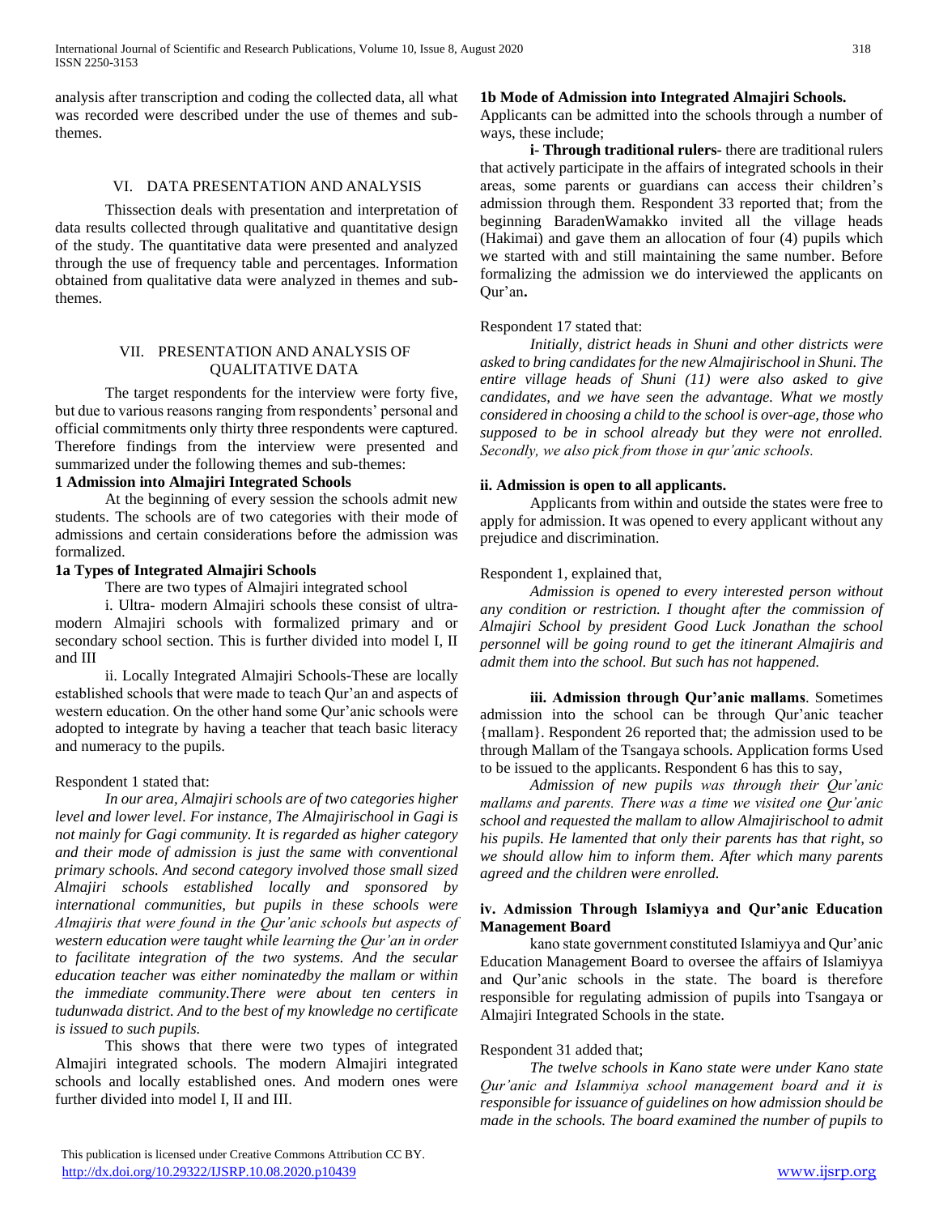analysis after transcription and coding the collected data, all what was recorded were described under the use of themes and sub-themes.

## VI. DATA PRESENTATION AND ANALYSIS

Thissection deals with presentation and interpretation of data results collected through qualitative and quantitative design of the study. The quantitative data were presented and analyzed through the use of frequency table and percentages. Information obtained from qualitative data were analyzed in themes and sub-themes.

## VII. PRESENTATION AND ANALYSIS OF QUALITATIVE DATA

The target respondents for the interview were forty five, but due to various reasons ranging from respondents' personal and official commitments only thirty three respondents were captured. Therefore findings from the interview were presented and summarized under the following themes and sub-themes:

**1 Admission into Almajiri Integrated Schools**

At the beginning of every session the schools admit new students. The schools are of two categories with their mode of admissions and certain considerations before the admission was formalized.

**1a Types of Integrated Almajiri Schools**

There are two types of Almajiri integrated school

i. Ultra- modern Almajiri schools these consist of ultra-modern Almajiri schools with formalized primary and or secondary school section. This is further divided into model I, II and III

ii. Locally Integrated Almajiri Schools-These are locally established schools that were made to teach Qur'an and aspects of western education. On the other hand some Qur'anic schools were adopted to integrate by having a teacher that teach basic literacy and numeracy to the pupils.

Respondent 1 stated that:

*In our area, Almajiri schools are of two categories higher level and lower level. For instance, The Almajirischool in Gagi is not mainly for Gagi community. It is regarded as higher category and their mode of admission is just the same with conventional primary schools. And second category involved those small sized Almajiri schools established locally and sponsored by international communities, but pupils in these schools were Almajiris that were found in the Qur'anic schools but aspects of western education were taught while learning the Qur'an in order to facilitate integration of the two systems. And the secular education teacher was either nominatedby the mallam or within the immediate community.There were about ten centers in tudunwada district. And to the best of my knowledge no certificate is issued to such pupils.*

This shows that there were two types of integrated Almajiri integrated schools. The modern Almajiri integrated schools and locally established ones. And modern ones were further divided into model I, II and III.

**1b Mode of Admission into Integrated Almajiri Schools.**

Applicants can be admitted into the schools through a number of ways, these include;

**i- Through traditional rulers-** there are traditional rulers that actively participate in the affairs of integrated schools in their areas, some parents or guardians can access their children's admission through them. Respondent 33 reported that; from the beginning BaradenWamakko invited all the village heads (Hakimai) and gave them an allocation of four (4) pupils which we started with and still maintaining the same number. Before formalizing the admission we do interviewed the applicants on Qur'an**.**

Respondent 17 stated that:

*Initially, district heads in Shuni and other districts were asked to bring candidates for the new Almajirischool in Shuni. The entire village heads of Shuni (11) were also asked to give candidates, and we have seen the advantage. What we mostly considered in choosing a child to the school is over-age, those who supposed to be in school already but they were not enrolled. Secondly, we also pick from those in qur'anic schools.*

**ii. Admission is open to all applicants.**

Applicants from within and outside the states were free to apply for admission. It was opened to every applicant without any prejudice and discrimination.

Respondent 1, explained that,

*Admission is opened to every interested person without any condition or restriction. I thought after the commission of Almajiri School by president Good Luck Jonathan the school personnel will be going round to get the itinerant Almajiris and admit them into the school. But such has not happened.*

**iii. Admission through Qur'anic mallams**. Sometimes admission into the school can be through Qur'anic teacher {mallam}. Respondent 26 reported that; the admission used to be through Mallam of the Tsangaya schools. Application forms Used to be issued to the applicants. Respondent 6 has this to say,

*Admission of new pupils was through their Qur'anic mallams and parents. There was a time we visited one Qur'anic school and requested the mallam to allow Almajirischool to admit his pupils. He lamented that only their parents has that right, so we should allow him to inform them. After which many parents agreed and the children were enrolled.*

**iv. Admission Through Islamiyya and Qur'anic Education Management Board**

kano state government constituted Islamiyya and Qur'anic Education Management Board to oversee the affairs of Islamiyya and Qur'anic schools in the state. The board is therefore responsible for regulating admission of pupils into Tsangaya or Almajiri Integrated Schools in the state.

Respondent 31 added that;

*The twelve schools in Kano state were under Kano state Qur'anic and Islammiya school management board and it is responsible for issuance of guidelines on how admission should be made in the schools. The board examined the number of pupils to*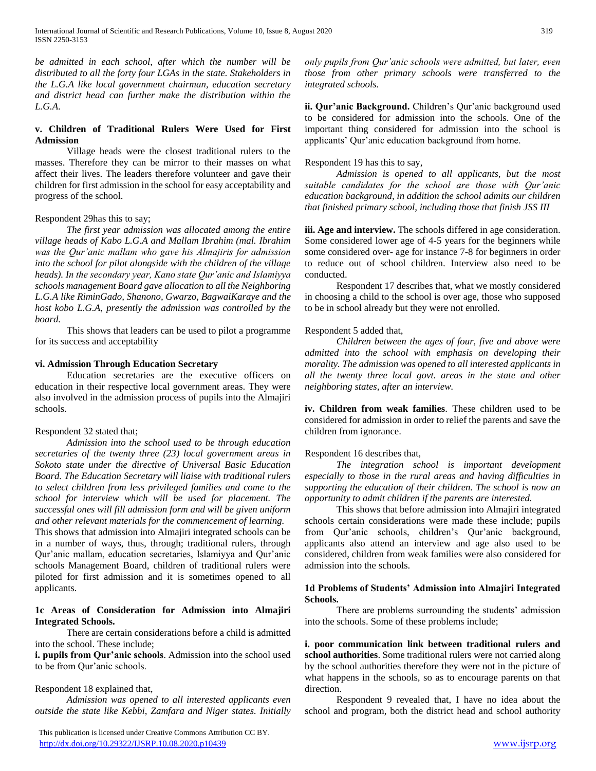*be admitted in each school, after which the number will be distributed to all the forty four LGAs in the state. Stakeholders in the L.G.A like local government chairman, education secretary and district head can further make the distribution within the L.G.A.*

**v. Children of Traditional Rulers Were Used for First Admission**

Village heads were the closest traditional rulers to the masses. Therefore they can be mirror to their masses on what affect their lives. The leaders therefore volunteer and gave their children for first admission in the school for easy acceptability and progress of the school.

Respondent 29has this to say;

*The first year admission was allocated among the entire village heads of Kabo L.G.A and Mallam Ibrahim (mal. Ibrahim was the Qur'anic mallam who gave his Almajiris for admission into the school for pilot alongside with the children of the village heads). In the secondary year, Kano state Qur'anic and Islamiyya schools management Board gave allocation to all the Neighboring L.G.A like RiminGado, Shanono, Gwarzo, BagwaiKaraye and the host kobo L.G.A, presently the admission was controlled by the board.*

This shows that leaders can be used to pilot a programme for its success and acceptability

**vi. Admission Through Education Secretary**

Education secretaries are the executive officers on education in their respective local government areas. They were also involved in the admission process of pupils into the Almajiri schools.

Respondent 32 stated that;

*Admission into the school used to be through education secretaries of the twenty three (23) local government areas in Sokoto state under the directive of Universal Basic Education Board. The Education Secretary will liaise with traditional rulers to select children from less privileged families and come to the school for interview which will be used for placement. The successful ones will fill admission form and will be given uniform and other relevant materials for the commencement of learning.*

This shows that admission into Almajiri integrated schools can be in a number of ways, thus, through; traditional rulers, through Qur'anic mallam, education secretaries, Islamiyya and Qur'anic schools Management Board, children of traditional rulers were piloted for first admission and it is sometimes opened to all applicants.

**1c Areas of Consideration for Admission into Almajiri Integrated Schools.**

There are certain considerations before a child is admitted into the school. These include;

**i. pupils from Qur'anic schools**. Admission into the school used to be from Qur'anic schools.

Respondent 18 explained that,

*Admission was opened to all interested applicants even outside the state like Kebbi, Zamfara and Niger states. Initially only pupils from Qur'anic schools were admitted, but later, even those from other primary schools were transferred to the integrated schools.*

**ii. Qur'anic Background.** Children's Qur'anic background used to be considered for admission into the schools. One of the important thing considered for admission into the school is applicants' Qur'anic education background from home.

Respondent 19 has this to say,

*Admission is opened to all applicants, but the most suitable candidates for the school are those with Qur'anic education background, in addition the school admits our children that finished primary school, including those that finish JSS III*

**iii. Age and interview.** The schools differed in age consideration. Some considered lower age of 4-5 years for the beginners while some considered over- age for instance 7-8 for beginners in order to reduce out of school children. Interview also need to be conducted.

Respondent 17 describes that, what we mostly considered in choosing a child to the school is over age, those who supposed to be in school already but they were not enrolled.

Respondent 5 added that,

*Children between the ages of four, five and above were admitted into the school with emphasis on developing their morality. The admission was opened to all interested applicants in all the twenty three local govt. areas in the state and other neighboring states, after an interview.*

**iv. Children from weak families**. These children used to be considered for admission in order to relief the parents and save the children from ignorance.

Respondent 16 describes that,

*The integration school is important development especially to those in the rural areas and having difficulties in supporting the education of their children. The school is now an opportunity to admit children if the parents are interested.*

This shows that before admission into Almajiri integrated schools certain considerations were made these include; pupils from Qur'anic schools, children's Qur'anic background, applicants also attend an interview and age also used to be considered, children from weak families were also considered for admission into the schools.

**1d Problems of Students' Admission into Almajiri Integrated Schools.**

There are problems surrounding the students' admission into the schools. Some of these problems include;

**i. poor communication link between traditional rulers and school authorities**. Some traditional rulers were not carried along by the school authorities therefore they were not in the picture of what happens in the schools, so as to encourage parents on that direction.

Respondent 9 revealed that, I have no idea about the school and program, both the district head and school authority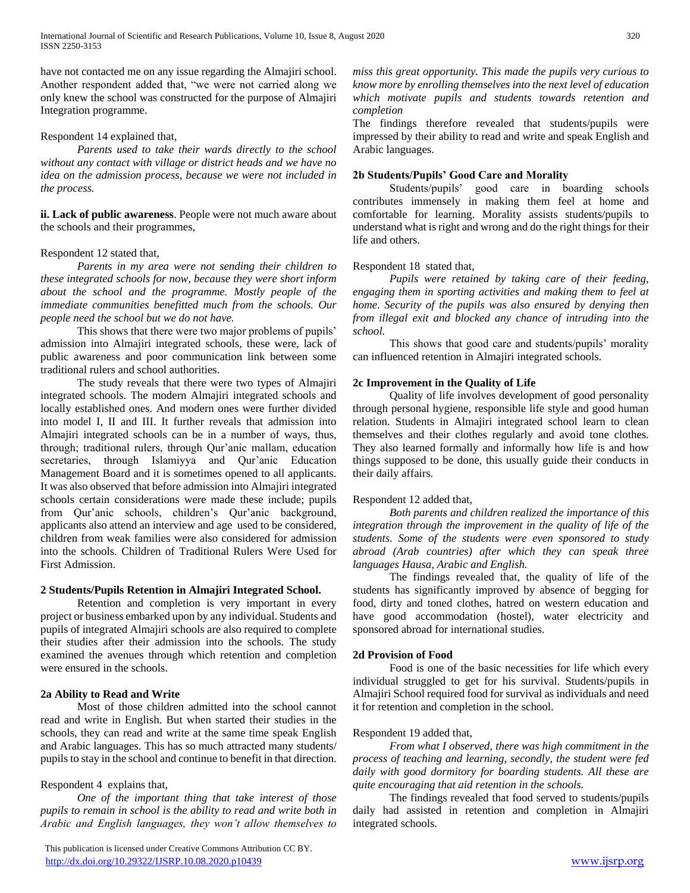have not contacted me on any issue regarding the Almajiri school. Another respondent added that, "we were not carried along we only knew the school was constructed for the purpose of Almajiri Integration programme.

Respondent 14 explained that,

*Parents used to take their wards directly to the school without any contact with village or district heads and we have no idea on the admission process, because we were not included in the process.*

**ii. Lack of public awareness**. People were not much aware about the schools and their programmes,

Respondent 12 stated that,

*Parents in my area were not sending their children to these integrated schools for now, because they were short inform about the school and the programme. Mostly people of the immediate communities benefitted much from the schools. Our people need the school but we do not have.*

This shows that there were two major problems of pupils' admission into Almajiri integrated schools, these were, lack of public awareness and poor communication link between some traditional rulers and school authorities.

The study reveals that there were two types of Almajiri integrated schools. The modern Almajiri integrated schools and locally established ones. And modern ones were further divided into model I, II and III. It further reveals that admission into Almajiri integrated schools can be in a number of ways, thus, through; traditional rulers, through Qur'anic mallam, education secretaries, through Islamiyya and Qur'anic Education Management Board and it is sometimes opened to all applicants. It was also observed that before admission into Almajiri integrated schools certain considerations were made these include; pupils from Qur'anic schools, children's Qur'anic background, applicants also attend an interview and age used to be considered, children from weak families were also considered for admission into the schools. Children of Traditional Rulers Were Used for First Admission.

## 2 Students/Pupils Retention in Almajiri Integrated School.

Retention and completion is very important in every project or business embarked upon by any individual. Students and pupils of integrated Almajiri schools are also required to complete their studies after their admission into the schools. The study examined the avenues through which retention and completion were ensured in the schools.

### 2a Ability to Read and Write

Most of those children admitted into the school cannot read and write in English. But when started their studies in the schools, they can read and write at the same time speak English and Arabic languages. This has so much attracted many students/ pupils to stay in the school and continue to benefit in that direction.

Respondent 4 explains that,

*One of the important thing that take interest of those pupils to remain in school is the ability to read and write both in Arabic and English languages, they won't allow themselves to miss this great opportunity. This made the pupils very curious to know more by enrolling themselves into the next level of education which motivate pupils and students towards retention and completion*

The findings therefore revealed that students/pupils were impressed by their ability to read and write and speak English and Arabic languages.

### 2b Students/Pupils' Good Care and Morality

Students/pupils' good care in boarding schools contributes immensely in making them feel at home and comfortable for learning. Morality assists students/pupils to understand what is right and wrong and do the right things for their life and others.

Respondent 18 stated that,

*Pupils were retained by taking care of their feeding, engaging them in sporting activities and making them to feel at home. Security of the pupils was also ensured by denying then from illegal exit and blocked any chance of intruding into the school.*

This shows that good care and students/pupils' morality can influenced retention in Almajiri integrated schools.

### 2c Improvement in the Quality of Life

Quality of life involves development of good personality through personal hygiene, responsible life style and good human relation. Students in Almajiri integrated school learn to clean themselves and their clothes regularly and avoid tone clothes. They also learned formally and informally how life is and how things supposed to be done, this usually guide their conducts in their daily affairs.

Respondent 12 added that,

*Both parents and children realized the importance of this integration through the improvement in the quality of life of the students. Some of the students were even sponsored to study abroad (Arab countries) after which they can speak three languages Hausa, Arabic and English.*

The findings revealed that, the quality of life of the students has significantly improved by absence of begging for food, dirty and toned clothes, hatred on western education and have good accommodation (hostel), water electricity and sponsored abroad for international studies.

### 2d Provision of Food

Food is one of the basic necessities for life which every individual struggled to get for his survival. Students/pupils in Almajiri School required food for survival as individuals and need it for retention and completion in the school.

Respondent 19 added that,

*From what I observed, there was high commitment in the process of teaching and learning, secondly, the student were fed daily with good dormitory for boarding students. All these are quite encouraging that aid retention in the schools.*

The findings revealed that food served to students/pupils daily had assisted in retention and completion in Almajiri integrated schools.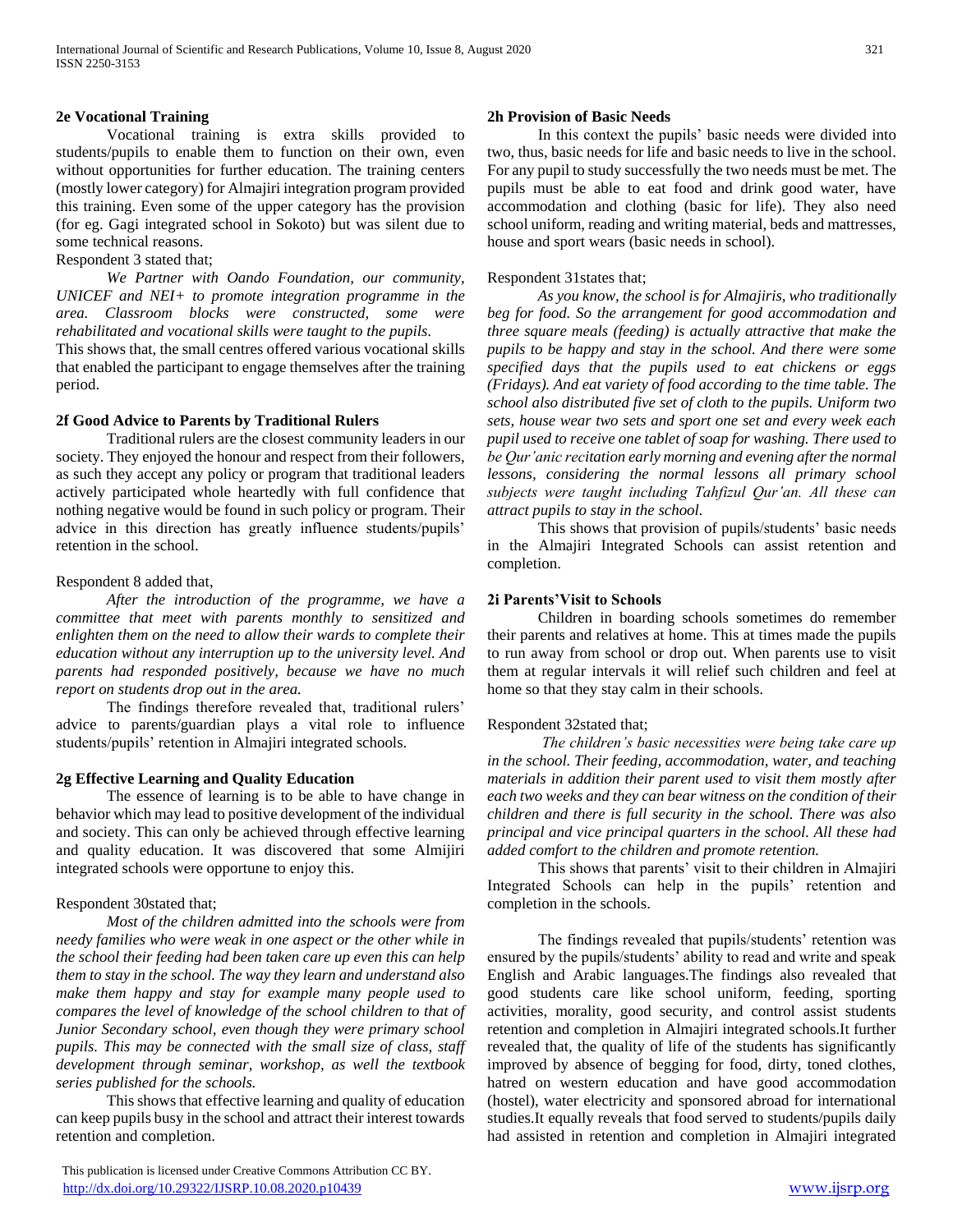### 2e Vocational Training

Vocational training is extra skills provided to students/pupils to enable them to function on their own, even without opportunities for further education. The training centers (mostly lower category) for Almajiri integration program provided this training. Even some of the upper category has the provision (for eg. Gagi integrated school in Sokoto) but was silent due to some technical reasons.

Respondent 3 stated that;

*We Partner with Oando Foundation, our community, UNICEF and NEI+ to promote integration programme in the area. Classroom blocks were constructed, some were rehabilitated and vocational skills were taught to the pupils.*

This shows that, the small centres offered various vocational skills that enabled the participant to engage themselves after the training period.

### 2f Good Advice to Parents by Traditional Rulers

Traditional rulers are the closest community leaders in our society. They enjoyed the honour and respect from their followers, as such they accept any policy or program that traditional leaders actively participated whole heartedly with full confidence that nothing negative would be found in such policy or program. Their advice in this direction has greatly influence students/pupils' retention in the school.

Respondent 8 added that,

*After the introduction of the programme, we have a committee that meet with parents monthly to sensitized and enlighten them on the need to allow their wards to complete their education without any interruption up to the university level. And parents had responded positively, because we have no much report on students drop out in the area.*

The findings therefore revealed that, traditional rulers' advice to parents/guardian plays a vital role to influence students/pupils' retention in Almajiri integrated schools.

### 2g Effective Learning and Quality Education

The essence of learning is to be able to have change in behavior which may lead to positive development of the individual and society. This can only be achieved through effective learning and quality education. It was discovered that some Almijiri integrated schools were opportune to enjoy this.

Respondent 30stated that;

*Most of the children admitted into the schools were from needy families who were weak in one aspect or the other while in the school their feeding had been taken care up even this can help them to stay in the school. The way they learn and understand also make them happy and stay for example many people used to compares the level of knowledge of the school children to that of Junior Secondary school, even though they were primary school pupils. This may be connected with the small size of class, staff development through seminar, workshop, as well the textbook series published for the schools.*

This shows that effective learning and quality of education can keep pupils busy in the school and attract their interest towards retention and completion.

### 2h Provision of Basic Needs

In this context the pupils' basic needs were divided into two, thus, basic needs for life and basic needs to live in the school. For any pupil to study successfully the two needs must be met. The pupils must be able to eat food and drink good water, have accommodation and clothing (basic for life). They also need school uniform, reading and writing material, beds and mattresses, house and sport wears (basic needs in school).

Respondent 31states that;

*As you know, the school is for Almajiris, who traditionally beg for food. So the arrangement for good accommodation and three square meals (feeding) is actually attractive that make the pupils to be happy and stay in the school. And there were some specified days that the pupils used to eat chickens or eggs (Fridays). And eat variety of food according to the time table. The school also distributed five set of cloth to the pupils. Uniform two sets, house wear two sets and sport one set and every week each pupil used to receive one tablet of soap for washing. There used to be Qur'anic recitation early morning and evening after the normal lessons, considering the normal lessons all primary school subjects were taught including Tahfizul Qur'an. All these can attract pupils to stay in the school.*

This shows that provision of pupils/students' basic needs in the Almajiri Integrated Schools can assist retention and completion.

### 2i Parents'Visit to Schools

Children in boarding schools sometimes do remember their parents and relatives at home. This at times made the pupils to run away from school or drop out. When parents use to visit them at regular intervals it will relief such children and feel at home so that they stay calm in their schools.

Respondent 32stated that;

*The children's basic necessities were being take care up in the school. Their feeding, accommodation, water, and teaching materials in addition their parent used to visit them mostly after each two weeks and they can bear witness on the condition of their children and there is full security in the school. There was also principal and vice principal quarters in the school. All these had added comfort to the children and promote retention.*

This shows that parents' visit to their children in Almajiri Integrated Schools can help in the pupils' retention and completion in the schools.

The findings revealed that pupils/students' retention was ensured by the pupils/students' ability to read and write and speak English and Arabic languages.The findings also revealed that good students care like school uniform, feeding, sporting activities, morality, good security, and control assist students retention and completion in Almajiri integrated schools.It further revealed that, the quality of life of the students has significantly improved by absence of begging for food, dirty, toned clothes, hatred on western education and have good accommodation (hostel), water electricity and sponsored abroad for international studies.It equally reveals that food served to students/pupils daily had assisted in retention and completion in Almajiri integrated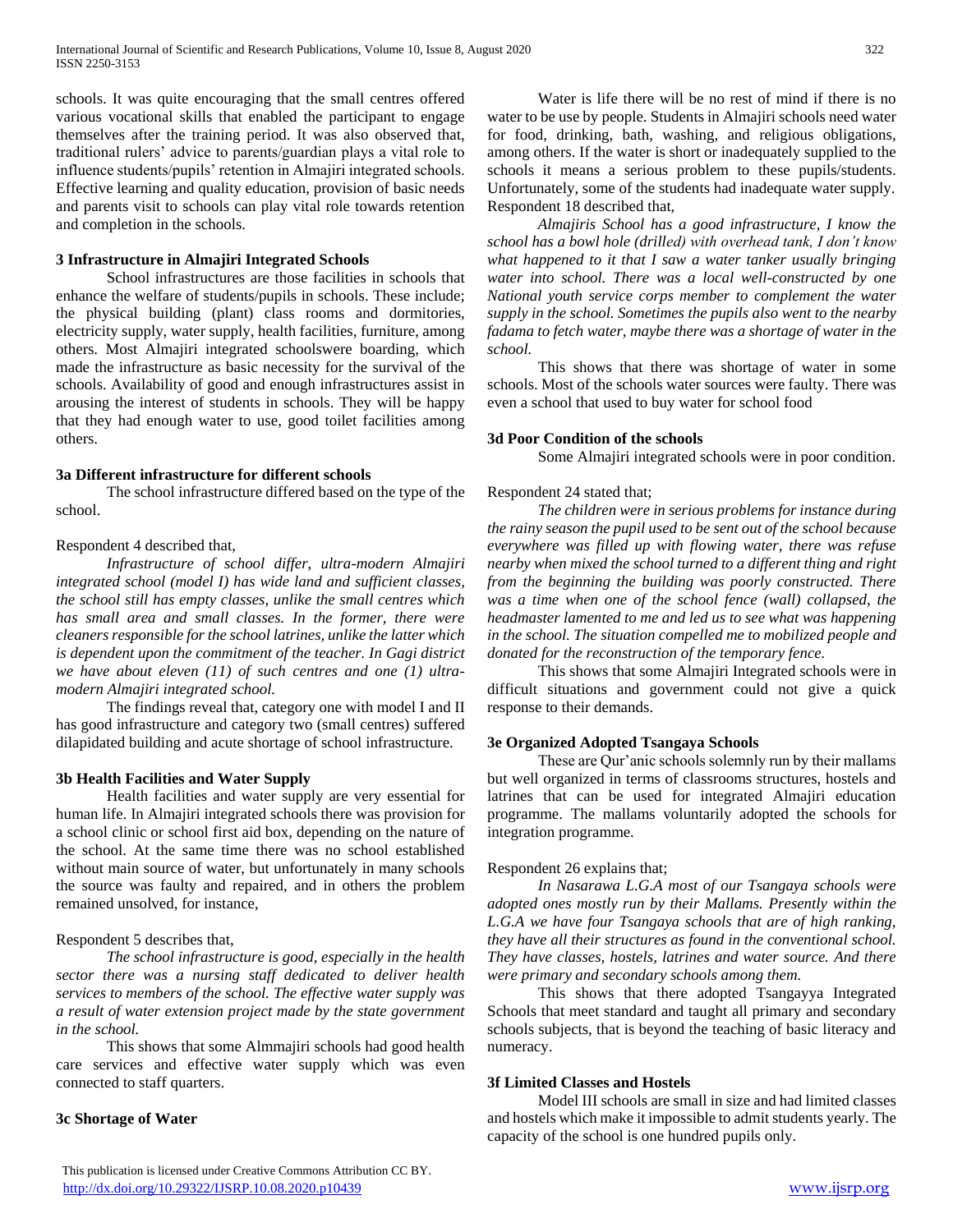schools. It was quite encouraging that the small centres offered various vocational skills that enabled the participant to engage themselves after the training period. It was also observed that, traditional rulers' advice to parents/guardian plays a vital role to influence students/pupils' retention in Almajiri integrated schools. Effective learning and quality education, provision of basic needs and parents visit to schools can play vital role towards retention and completion in the schools.

### 3 Infrastructure in Almajiri Integrated Schools

School infrastructures are those facilities in schools that enhance the welfare of students/pupils in schools. These include; the physical building (plant) class rooms and dormitories, electricity supply, water supply, health facilities, furniture, among others. Most Almajiri integrated schoolswere boarding, which made the infrastructure as basic necessity for the survival of the schools. Availability of good and enough infrastructures assist in arousing the interest of students in schools. They will be happy that they had enough water to use, good toilet facilities among others.

### 3a Different infrastructure for different schools

The school infrastructure differed based on the type of the school.

Respondent 4 described that,

*Infrastructure of school differ, ultra-modern Almajiri integrated school (model I) has wide land and sufficient classes, the school still has empty classes, unlike the small centres which has small area and small classes. In the former, there were cleaners responsible for the school latrines, unlike the latter which is dependent upon the commitment of the teacher. In Gagi district we have about eleven (11) of such centres and one (1) ultra-modern Almajiri integrated school.*

The findings reveal that, category one with model I and II has good infrastructure and category two (small centres) suffered dilapidated building and acute shortage of school infrastructure.

### 3b Health Facilities and Water Supply

Health facilities and water supply are very essential for human life. In Almajiri integrated schools there was provision for a school clinic or school first aid box, depending on the nature of the school. At the same time there was no school established without main source of water, but unfortunately in many schools the source was faulty and repaired, and in others the problem remained unsolved, for instance,

Respondent 5 describes that,

*The school infrastructure is good, especially in the health sector there was a nursing staff dedicated to deliver health services to members of the school. The effective water supply was a result of water extension project made by the state government in the school.*

This shows that some Almmajiri schools had good health care services and effective water supply which was even connected to staff quarters.

### 3c Shortage of Water

Water is life there will be no rest of mind if there is no water to be use by people. Students in Almajiri schools need water for food, drinking, bath, washing, and religious obligations, among others. If the water is short or inadequately supplied to the schools it means a serious problem to these pupils/students. Unfortunately, some of the students had inadequate water supply. Respondent 18 described that,

*Almajiris School has a good infrastructure, I know the school has a bowl hole (drilled) with overhead tank, I don't know what happened to it that I saw a water tanker usually bringing water into school. There was a local well-constructed by one National youth service corps member to complement the water supply in the school. Sometimes the pupils also went to the nearby fadama to fetch water, maybe there was a shortage of water in the school.*

This shows that there was shortage of water in some schools. Most of the schools water sources were faulty. There was even a school that used to buy water for school food

### 3d Poor Condition of the schools

Some Almajiri integrated schools were in poor condition.

Respondent 24 stated that;

*The children were in serious problems for instance during the rainy season the pupil used to be sent out of the school because everywhere was filled up with flowing water, there was refuse nearby when mixed the school turned to a different thing and right from the beginning the building was poorly constructed. There was a time when one of the school fence (wall) collapsed, the headmaster lamented to me and led us to see what was happening in the school. The situation compelled me to mobilized people and donated for the reconstruction of the temporary fence.*

This shows that some Almajiri Integrated schools were in difficult situations and government could not give a quick response to their demands.

### 3e Organized Adopted Tsangaya Schools

These are Qur'anic schools solemnly run by their mallams but well organized in terms of classrooms structures, hostels and latrines that can be used for integrated Almajiri education programme. The mallams voluntarily adopted the schools for integration programme.

Respondent 26 explains that;

*In Nasarawa L.G.A most of our Tsangaya schools were adopted ones mostly run by their Mallams. Presently within the L.G.A we have four Tsangaya schools that are of high ranking, they have all their structures as found in the conventional school. They have classes, hostels, latrines and water source. And there were primary and secondary schools among them.*

This shows that there adopted Tsangayya Integrated Schools that meet standard and taught all primary and secondary schools subjects, that is beyond the teaching of basic literacy and numeracy.

### 3f Limited Classes and Hostels

Model III schools are small in size and had limited classes and hostels which make it impossible to admit students yearly. The capacity of the school is one hundred pupils only.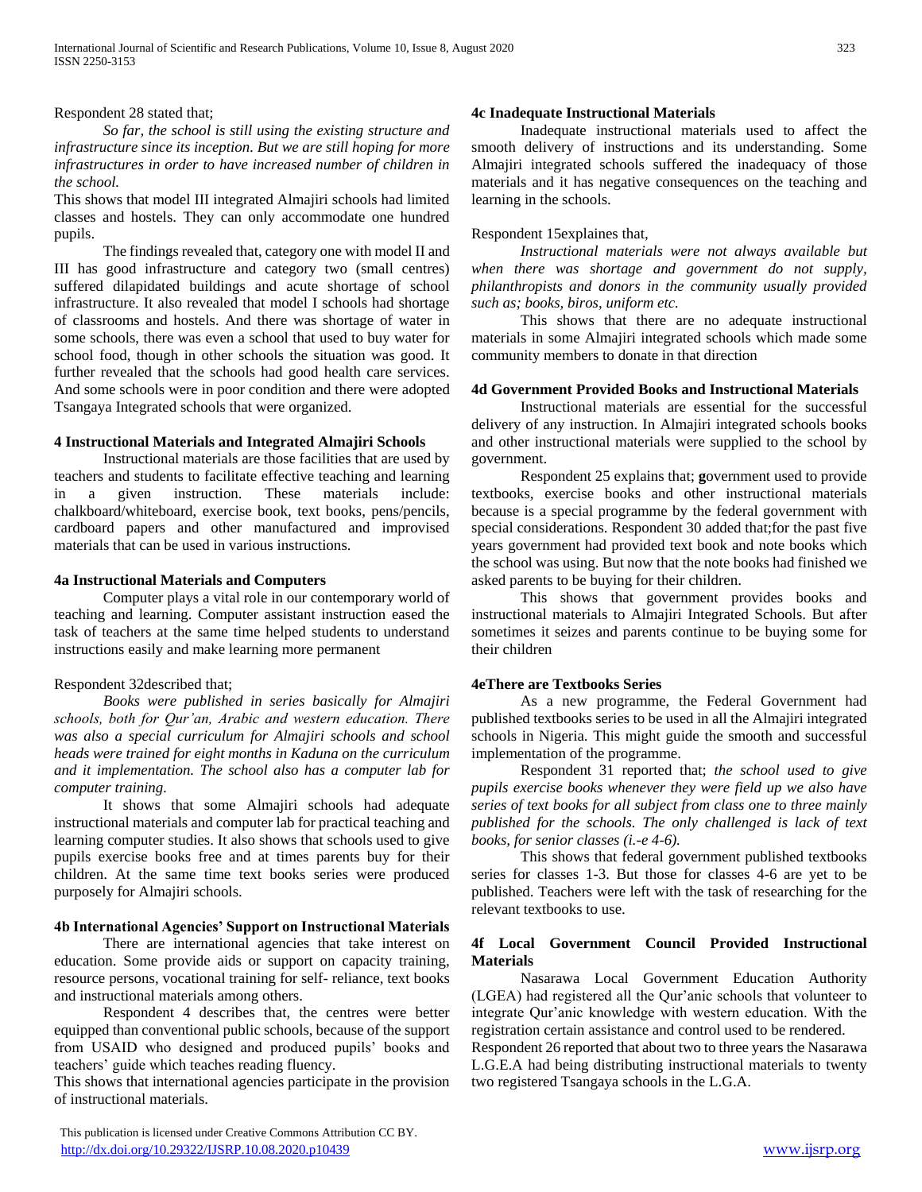Respondent 28 stated that;

*So far, the school is still using the existing structure and infrastructure since its inception. But we are still hoping for more infrastructures in order to have increased number of children in the school.*

This shows that model III integrated Almajiri schools had limited classes and hostels. They can only accommodate one hundred pupils.

The findings revealed that, category one with model II and III has good infrastructure and category two (small centres) suffered dilapidated buildings and acute shortage of school infrastructure. It also revealed that model I schools had shortage of classrooms and hostels. And there was shortage of water in some schools, there was even a school that used to buy water for school food, though in other schools the situation was good. It further revealed that the schools had good health care services. And some schools were in poor condition and there were adopted Tsangaya Integrated schools that were organized.

### 4 Instructional Materials and Integrated Almajiri Schools

Instructional materials are those facilities that are used by teachers and students to facilitate effective teaching and learning in a given instruction. These materials include: chalkboard/whiteboard, exercise book, text books, pens/pencils, cardboard papers and other manufactured and improvised materials that can be used in various instructions.

### 4a Instructional Materials and Computers

Computer plays a vital role in our contemporary world of teaching and learning. Computer assistant instruction eased the task of teachers at the same time helped students to understand instructions easily and make learning more permanent

Respondent 32described that;

*Books were published in series basically for Almajiri schools, both for Qur'an, Arabic and western education. There was also a special curriculum for Almajiri schools and school heads were trained for eight months in Kaduna on the curriculum and it implementation. The school also has a computer lab for computer training.*

It shows that some Almajiri schools had adequate instructional materials and computer lab for practical teaching and learning computer studies. It also shows that schools used to give pupils exercise books free and at times parents buy for their children. At the same time text books series were produced purposely for Almajiri schools.

### 4b International Agencies' Support on Instructional Materials

There are international agencies that take interest on education. Some provide aids or support on capacity training, resource persons, vocational training for self- reliance, text books and instructional materials among others.

Respondent 4 describes that, the centres were better equipped than conventional public schools, because of the support from USAID who designed and produced pupils' books and teachers' guide which teaches reading fluency.

This shows that international agencies participate in the provision of instructional materials.

### 4c Inadequate Instructional Materials

Inadequate instructional materials used to affect the smooth delivery of instructions and its understanding. Some Almajiri integrated schools suffered the inadequacy of those materials and it has negative consequences on the teaching and learning in the schools.

Respondent 15explaines that,

*Instructional materials were not always available but when there was shortage and government do not supply, philanthropists and donors in the community usually provided such as; books, biros, uniform etc.*

This shows that there are no adequate instructional materials in some Almajiri integrated schools which made some community members to donate in that direction

### 4d Government Provided Books and Instructional Materials

Instructional materials are essential for the successful delivery of any instruction. In Almajiri integrated schools books and other instructional materials were supplied to the school by government.

Respondent 25 explains that; **g**overnment used to provide textbooks, exercise books and other instructional materials because is a special programme by the federal government with special considerations. Respondent 30 added that;for the past five years government had provided text book and note books which the school was using. But now that the note books had finished we asked parents to be buying for their children.

This shows that government provides books and instructional materials to Almajiri Integrated Schools. But after sometimes it seizes and parents continue to be buying some for their children

### 4eThere are Textbooks Series

As a new programme, the Federal Government had published textbooks series to be used in all the Almajiri integrated schools in Nigeria. This might guide the smooth and successful implementation of the programme.

Respondent 31 reported that; *the school used to give pupils exercise books whenever they were field up we also have series of text books for all subject from class one to three mainly published for the schools. The only challenged is lack of text books, for senior classes (i.-e 4-6).*

This shows that federal government published textbooks series for classes 1-3. But those for classes 4-6 are yet to be published. Teachers were left with the task of researching for the relevant textbooks to use.

### 4f Local Government Council Provided Instructional Materials

Nasarawa Local Government Education Authority (LGEA) had registered all the Qur'anic schools that volunteer to integrate Qur'anic knowledge with western education. With the registration certain assistance and control used to be rendered.

Respondent 26 reported that about two to three years the Nasarawa L.G.E.A had being distributing instructional materials to twenty two registered Tsangaya schools in the L.G.A.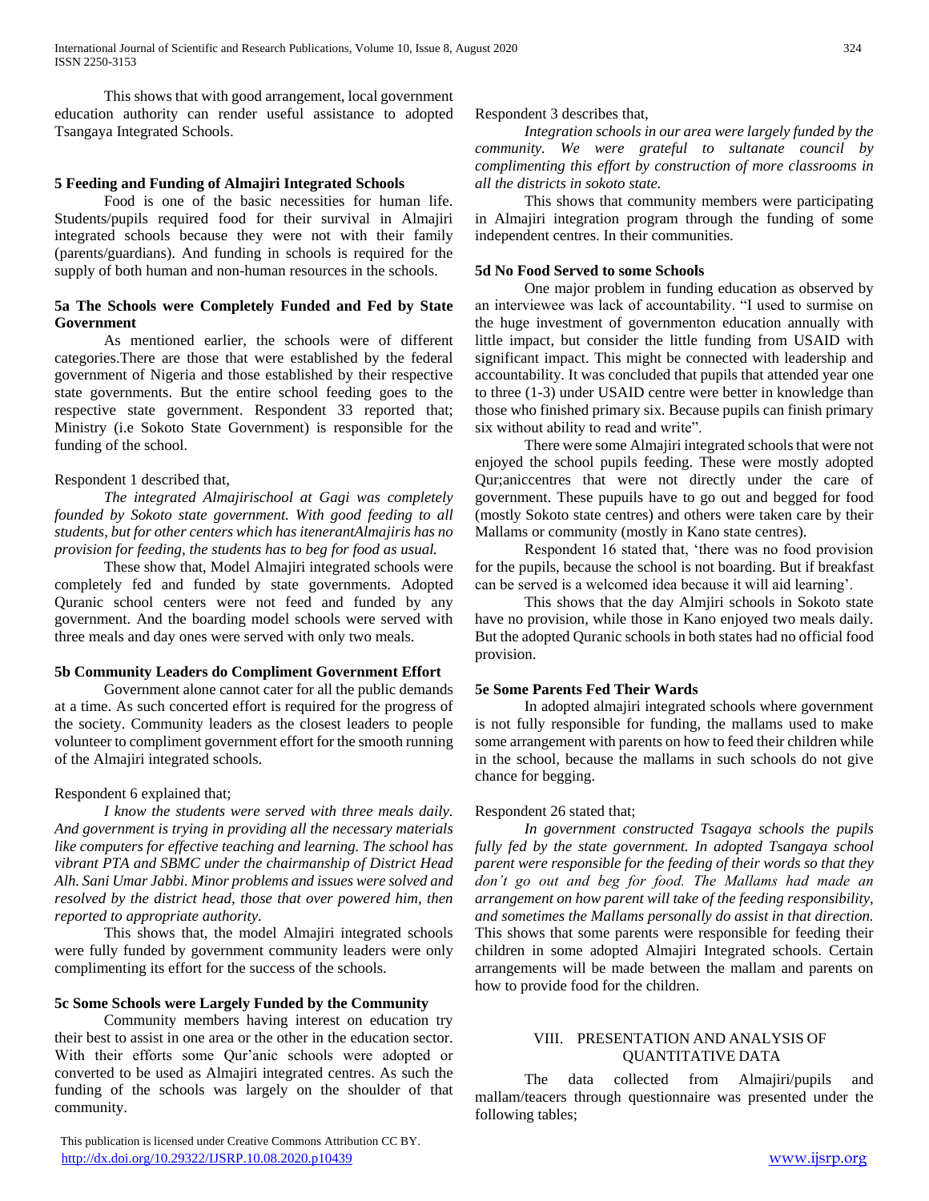This shows that with good arrangement, local government education authority can render useful assistance to adopted Tsangaya Integrated Schools.

### 5 Feeding and Funding of Almajiri Integrated Schools

Food is one of the basic necessities for human life. Students/pupils required food for their survival in Almajiri integrated schools because they were not with their family (parents/guardians). And funding in schools is required for the supply of both human and non-human resources in the schools.

### 5a The Schools were Completely Funded and Fed by State Government

As mentioned earlier, the schools were of different categories.There are those that were established by the federal government of Nigeria and those established by their respective state governments. But the entire school feeding goes to the respective state government. Respondent 33 reported that; Ministry (i.e Sokoto State Government) is responsible for the funding of the school.

Respondent 1 described that,

*The integrated Almajirischool at Gagi was completely founded by Sokoto state government. With good feeding to all students, but for other centers which has itenerantAlmajiris has no provision for feeding, the students has to beg for food as usual.*

These show that, Model Almajiri integrated schools were completely fed and funded by state governments. Adopted Quranic school centers were not feed and funded by any government. And the boarding model schools were served with three meals and day ones were served with only two meals.

### 5b Community Leaders do Compliment Government Effort

Government alone cannot cater for all the public demands at a time. As such concerted effort is required for the progress of the society. Community leaders as the closest leaders to people volunteer to compliment government effort for the smooth running of the Almajiri integrated schools.

Respondent 6 explained that;

*I know the students were served with three meals daily. And government is trying in providing all the necessary materials like computers for effective teaching and learning. The school has vibrant PTA and SBMC under the chairmanship of District Head Alh. Sani Umar Jabbi. Minor problems and issues were solved and resolved by the district head, those that over powered him, then reported to appropriate authority.*

This shows that, the model Almajiri integrated schools were fully funded by government community leaders were only complimenting its effort for the success of the schools.

### 5c Some Schools were Largely Funded by the Community

Community members having interest on education try their best to assist in one area or the other in the education sector. With their efforts some Qur'anic schools were adopted or converted to be used as Almajiri integrated centres. As such the funding of the schools was largely on the shoulder of that community.

Respondent 3 describes that,

*Integration schools in our area were largely funded by the community. We were grateful to sultanate council by complimenting this effort by construction of more classrooms in all the districts in sokoto state.*

This shows that community members were participating in Almajiri integration program through the funding of some independent centres. In their communities.

### 5d No Food Served to some Schools

One major problem in funding education as observed by an interviewee was lack of accountability. "I used to surmise on the huge investment of governmenton education annually with little impact, but consider the little funding from USAID with significant impact. This might be connected with leadership and accountability. It was concluded that pupils that attended year one to three (1-3) under USAID centre were better in knowledge than those who finished primary six. Because pupils can finish primary six without ability to read and write".

There were some Almajiri integrated schools that were not enjoyed the school pupils feeding. These were mostly adopted Qur;aniccentres that were not directly under the care of government. These pupuils have to go out and begged for food (mostly Sokoto state centres) and others were taken care by their Mallams or community (mostly in Kano state centres).

Respondent 16 stated that, 'there was no food provision for the pupils, because the school is not boarding. But if breakfast can be served is a welcomed idea because it will aid learning'.

This shows that the day Almjiri schools in Sokoto state have no provision, while those in Kano enjoyed two meals daily. But the adopted Quranic schools in both states had no official food provision.

### 5e Some Parents Fed Their Wards

In adopted almajiri integrated schools where government is not fully responsible for funding, the mallams used to make some arrangement with parents on how to feed their children while in the school, because the mallams in such schools do not give chance for begging.

Respondent 26 stated that;

*In government constructed Tsagaya schools the pupils fully fed by the state government. In adopted Tsangaya school parent were responsible for the feeding of their words so that they don't go out and beg for food. The Mallams had made an arrangement on how parent will take of the feeding responsibility, and sometimes the Mallams personally do assist in that direction.* This shows that some parents were responsible for feeding their children in some adopted Almajiri Integrated schools. Certain arrangements will be made between the mallam and parents on how to provide food for the children.

## VIII. PRESENTATION AND ANALYSIS OF QUANTITATIVE DATA

The data collected from Almajiri/pupils and mallam/teacers through questionnaire was presented under the following tables;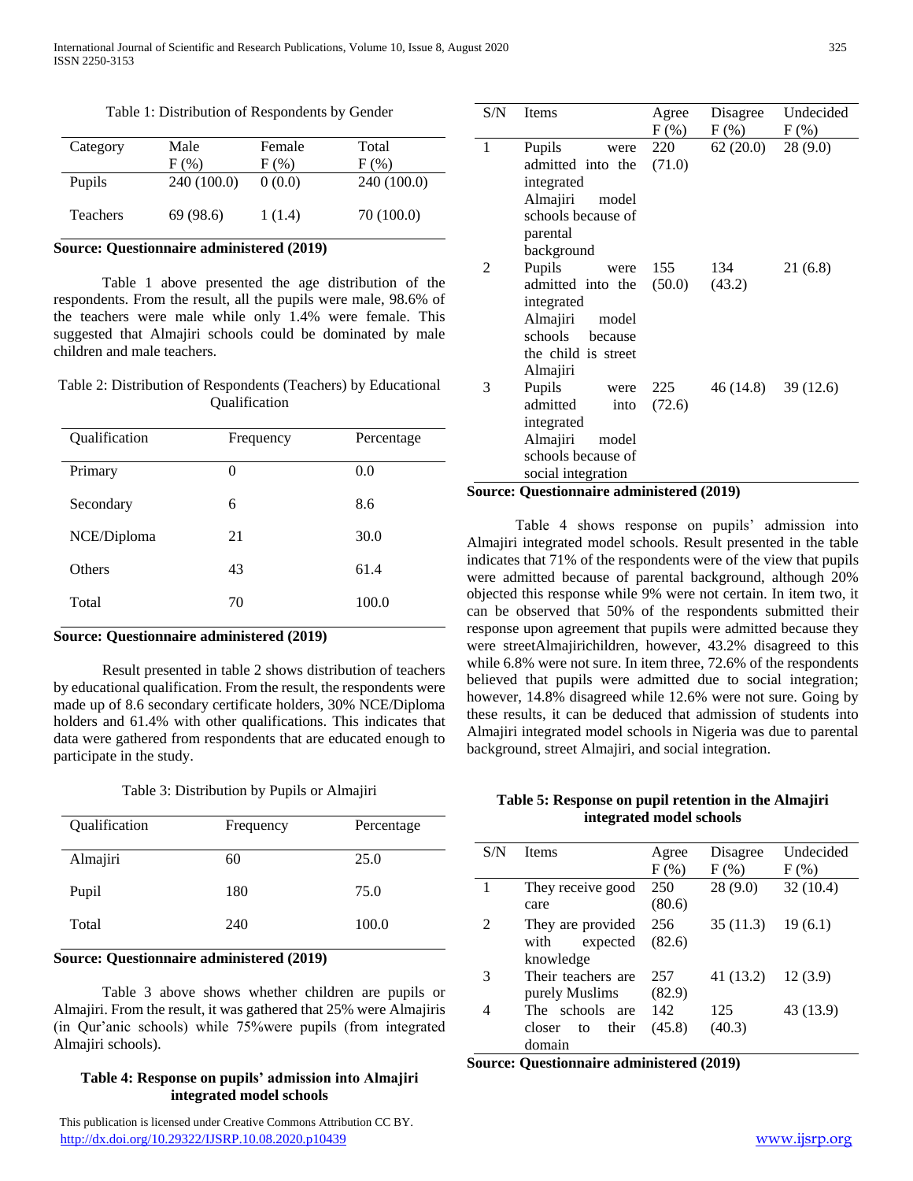Table 1: Distribution of Respondents by Gender

| Category | Male F (%) | Female F (%) | Total F (%) |
|---|---|---|---|
| Pupils | 240 (100.0) | 0 (0.0) | 240 (100.0) |
| Teachers | 69 (98.6) | 1 (1.4) | 70 (100.0) |

**Source: Questionnaire administered (2019)**

Table 1 above presented the age distribution of the respondents. From the result, all the pupils were male, 98.6% of the teachers were male while only 1.4% were female. This suggested that Almajiri schools could be dominated by male children and male teachers.

Table 2: Distribution of Respondents (Teachers) by Educational Qualification

| Qualification | Frequency | Percentage |
|---|---|---|
| Primary | 0 | 0.0 |
| Secondary | 6 | 8.6 |
| NCE/Diploma | 21 | 30.0 |
| Others | 43 | 61.4 |
| Total | 70 | 100.0 |

**Source: Questionnaire administered (2019)**

Result presented in table 2 shows distribution of teachers by educational qualification. From the result, the respondents were made up of 8.6 secondary certificate holders, 30% NCE/Diploma holders and 61.4% with other qualifications. This indicates that data were gathered from respondents that are educated enough to participate in the study.

Table 3: Distribution by Pupils or Almajiri

| Qualification | Frequency | Percentage |
|---|---|---|
| Almajiri | 60 | 25.0 |
| Pupil | 180 | 75.0 |
| Total | 240 | 100.0 |

**Source: Questionnaire administered (2019)**

Table 3 above shows whether children are pupils or Almajiri. From the result, it was gathered that 25% were Almajiris (in Qur'anic schools) while 75%were pupils (from integrated Almajiri schools).

**Table 4: Response on pupils' admission into Almajiri integrated model schools**

| S/N | Items | Agree F (%) | Disagree F (%) | Undecided F (%) |
|---|---|---|---|---|
| 1 | Pupils were admitted into the integrated Almajiri model schools because of parental background | 220 (71.0) | 62 (20.0) | 28 (9.0) |
| 2 | Pupils were admitted into the integrated Almajiri model schools because the child is street Almajiri | 155 (50.0) | 134 (43.2) | 21 (6.8) |
| 3 | Pupils were admitted into integrated Almajiri model schools because of social integration | 225 (72.6) | 46 (14.8) | 39 (12.6) |

**Source: Questionnaire administered (2019)**

Table 4 shows response on pupils' admission into Almajiri integrated model schools. Result presented in the table indicates that 71% of the respondents were of the view that pupils were admitted because of parental background, although 20% objected this response while 9% were not certain. In item two, it can be observed that 50% of the respondents submitted their response upon agreement that pupils were admitted because they were streetAlmajirichildren, however, 43.2% disagreed to this while 6.8% were not sure. In item three, 72.6% of the respondents believed that pupils were admitted due to social integration; however, 14.8% disagreed while 12.6% were not sure. Going by these results, it can be deduced that admission of students into Almajiri integrated model schools in Nigeria was due to parental background, street Almajiri, and social integration.

**Table 5: Response on pupil retention in the Almajiri integrated model schools**

| S/N | Items | Agree F (%) | Disagree F (%) | Undecided F (%) |
|---|---|---|---|---|
| 1 | They receive good care | 250 (80.6) | 28 (9.0) | 32 (10.4) |
| 2 | They are provided with expected knowledge | 256 (82.6) | 35 (11.3) | 19 (6.1) |
| 3 | Their teachers are purely Muslims | 257 (82.9) | 41 (13.2) | 12 (3.9) |
| 4 | The schools are closer to their domain | 142 (45.8) | 125 (40.3) | 43 (13.9) |

**Source: Questionnaire administered (2019)**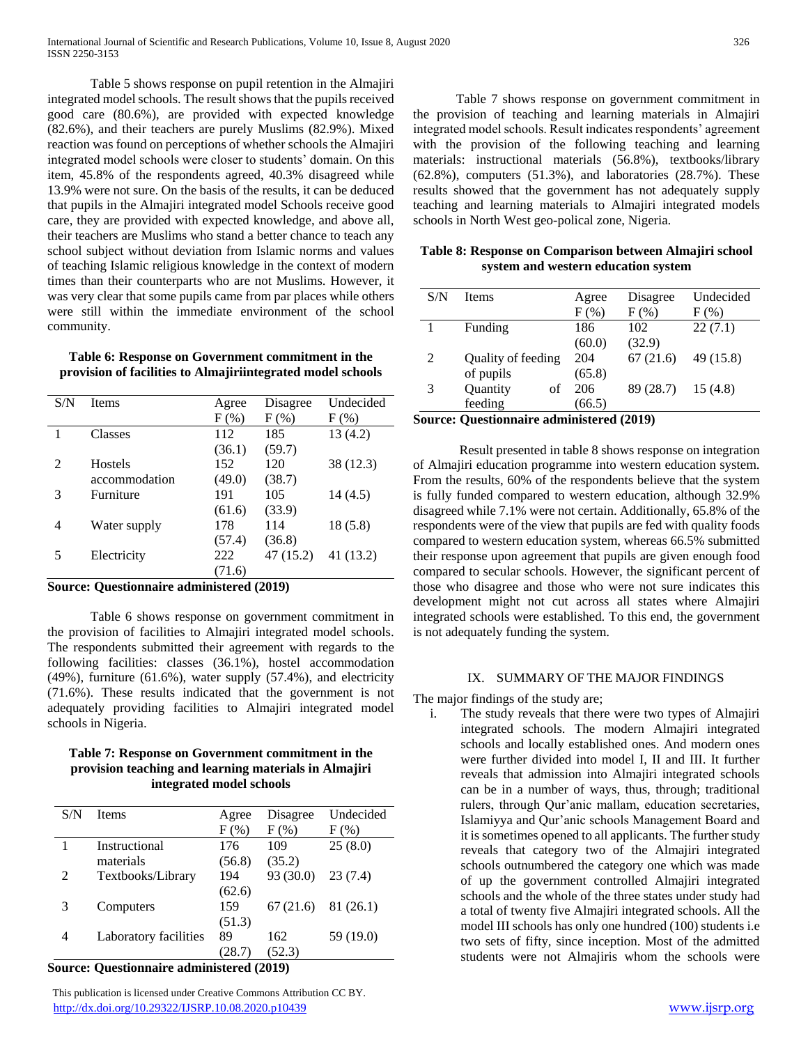Table 5 shows response on pupil retention in the Almajiri integrated model schools. The result shows that the pupils received good care (80.6%), are provided with expected knowledge (82.6%), and their teachers are purely Muslims (82.9%). Mixed reaction was found on perceptions of whether schools the Almajiri integrated model schools were closer to students' domain. On this item, 45.8% of the respondents agreed, 40.3% disagreed while 13.9% were not sure. On the basis of the results, it can be deduced that pupils in the Almajiri integrated model Schools receive good care, they are provided with expected knowledge, and above all, their teachers are Muslims who stand a better chance to teach any school subject without deviation from Islamic norms and values of teaching Islamic religious knowledge in the context of modern times than their counterparts who are not Muslims. However, it was very clear that some pupils came from par places while others were still within the immediate environment of the school community.

**Table 6: Response on Government commitment in the provision of facilities to Almajiriintegrated model schools**

| S/N | Items | Agree F (%) | Disagree F (%) | Undecided F (%) |
|---|---|---|---|---|
| 1 | Classes | 112 (36.1) | 185 (59.7) | 13 (4.2) |
| 2 | Hostels accommodation | 152 (49.0) | 120 (38.7) | 38 (12.3) |
| 3 | Furniture | 191 (61.6) | 105 (33.9) | 14 (4.5) |
| 4 | Water supply | 178 (57.4) | 114 (36.8) | 18 (5.8) |
| 5 | Electricity | 222 (71.6) | 47 (15.2) | 41 (13.2) |

**Source: Questionnaire administered (2019)**

Table 6 shows response on government commitment in the provision of facilities to Almajiri integrated model schools. The respondents submitted their agreement with regards to the following facilities: classes (36.1%), hostel accommodation (49%), furniture (61.6%), water supply (57.4%), and electricity (71.6%). These results indicated that the government is not adequately providing facilities to Almajiri integrated model schools in Nigeria.

**Table 7: Response on Government commitment in the provision teaching and learning materials in Almajiri integrated model schools**

| S/N | Items | Agree F (%) | Disagree F (%) | Undecided F (%) |
|---|---|---|---|---|
| 1 | Instructional materials | 176 (56.8) | 109 (35.2) | 25 (8.0) |
| 2 | Textbooks/Library | 194 (62.6) | 93 (30.0) | 23 (7.4) |
| 3 | Computers | 159 (51.3) | 67 (21.6) | 81 (26.1) |
| 4 | Laboratory facilities | 89 (28.7) | 162 (52.3) | 59 (19.0) |

**Source: Questionnaire administered (2019)**

Table 7 shows response on government commitment in the provision of teaching and learning materials in Almajiri integrated model schools. Result indicates respondents' agreement with the provision of the following teaching and learning materials: instructional materials (56.8%), textbooks/library (62.8%), computers (51.3%), and laboratories (28.7%). These results showed that the government has not adequately supply teaching and learning materials to Almajiri integrated models schools in North West geo-polical zone, Nigeria.

**Table 8: Response on Comparison between Almajiri school system and western education system**

| S/N | Items | Agree F (%) | Disagree F (%) | Undecided F (%) |
|---|---|---|---|---|
| 1 | Funding | 186 (60.0) | 102 (32.9) | 22 (7.1) |
| 2 | Quality of feeding of pupils | 204 (65.8) | 67 (21.6) | 49 (15.8) |
| 3 | Quantity of feeding | 206 (66.5) | 89 (28.7) | 15 (4.8) |

**Source: Questionnaire administered (2019)**

Result presented in table 8 shows response on integration of Almajiri education programme into western education system. From the results, 60% of the respondents believe that the system is fully funded compared to western education, although 32.9% disagreed while 7.1% were not certain. Additionally, 65.8% of the respondents were of the view that pupils are fed with quality foods compared to western education system, whereas 66.5% submitted their response upon agreement that pupils are given enough food compared to secular schools. However, the significant percent of those who disagree and those who were not sure indicates this development might not cut across all states where Almajiri integrated schools were established. To this end, the government is not adequately funding the system.

## IX. SUMMARY OF THE MAJOR FINDINGS

The major findings of the study are;

i. The study reveals that there were two types of Almajiri integrated schools. The modern Almajiri integrated schools and locally established ones. And modern ones were further divided into model I, II and III. It further reveals that admission into Almajiri integrated schools can be in a number of ways, thus, through; traditional rulers, through Qur'anic mallam, education secretaries, Islamiyya and Qur'anic schools Management Board and it is sometimes opened to all applicants. The further study reveals that category two of the Almajiri integrated schools outnumbered the category one which was made of up the government controlled Almajiri integrated schools and the whole of the three states under study had a total of twenty five Almajiri integrated schools. All the model III schools has only one hundred (100) students i.e two sets of fifty, since inception. Most of the admitted students were not Almajiris whom the schools were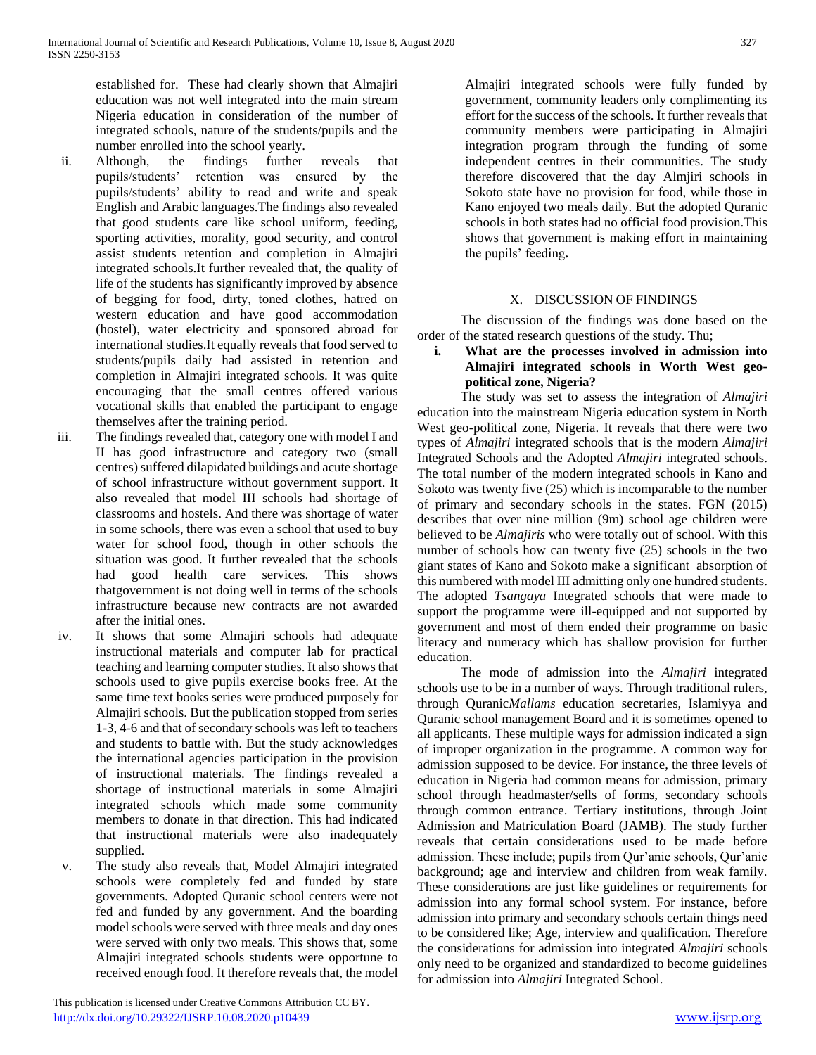established for. These had clearly shown that Almajiri education was not well integrated into the main stream Nigeria education in consideration of the number of integrated schools, nature of the students/pupils and the number enrolled into the school yearly.

ii. Although, the findings further reveals that pupils/students' retention was ensured by the pupils/students' ability to read and write and speak English and Arabic languages.The findings also revealed that good students care like school uniform, feeding, sporting activities, morality, good security, and control assist students retention and completion in Almajiri integrated schools.It further revealed that, the quality of life of the students has significantly improved by absence of begging for food, dirty, toned clothes, hatred on western education and have good accommodation (hostel), water electricity and sponsored abroad for international studies.It equally reveals that food served to students/pupils daily had assisted in retention and completion in Almajiri integrated schools. It was quite encouraging that the small centres offered various vocational skills that enabled the participant to engage themselves after the training period.

iii. The findings revealed that, category one with model I and II has good infrastructure and category two (small centres) suffered dilapidated buildings and acute shortage of school infrastructure without government support. It also revealed that model III schools had shortage of classrooms and hostels. And there was shortage of water in some schools, there was even a school that used to buy water for school food, though in other schools the situation was good. It further revealed that the schools had good health care services. This shows thatgovernment is not doing well in terms of the schools infrastructure because new contracts are not awarded after the initial ones.

iv. It shows that some Almajiri schools had adequate instructional materials and computer lab for practical teaching and learning computer studies. It also shows that schools used to give pupils exercise books free. At the same time text books series were produced purposely for Almajiri schools. But the publication stopped from series 1-3, 4-6 and that of secondary schools was left to teachers and students to battle with. But the study acknowledges the international agencies participation in the provision of instructional materials. The findings revealed a shortage of instructional materials in some Almajiri integrated schools which made some community members to donate in that direction. This had indicated that instructional materials were also inadequately supplied.

v. The study also reveals that, Model Almajiri integrated schools were completely fed and funded by state governments. Adopted Quranic school centers were not fed and funded by any government. And the boarding model schools were served with three meals and day ones were served with only two meals. This shows that, some Almajiri integrated schools students were opportune to received enough food. It therefore reveals that, the model Almajiri integrated schools were fully funded by government, community leaders only complimenting its effort for the success of the schools. It further reveals that community members were participating in Almajiri integration program through the funding of some independent centres in their communities. The study therefore discovered that the day Almjiri schools in Sokoto state have no provision for food, while those in Kano enjoyed two meals daily. But the adopted Quranic schools in both states had no official food provision.This shows that government is making effort in maintaining the pupils' feeding**.**

## X. DISCUSSION OF FINDINGS

The discussion of the findings was done based on the order of the stated research questions of the study. Thu;

**i. What are the processes involved in admission into Almajiri integrated schools in Worth West geo-political zone, Nigeria?**

The study was set to assess the integration of *Almajiri* education into the mainstream Nigeria education system in North West geo-political zone, Nigeria. It reveals that there were two types of *Almajiri* integrated schools that is the modern *Almajiri* Integrated Schools and the Adopted *Almajiri* integrated schools. The total number of the modern integrated schools in Kano and Sokoto was twenty five (25) which is incomparable to the number of primary and secondary schools in the states. FGN (2015) describes that over nine million (9m) school age children were believed to be *Almajiris* who were totally out of school. With this number of schools how can twenty five (25) schools in the two giant states of Kano and Sokoto make a significant absorption of this numbered with model III admitting only one hundred students. The adopted *Tsangaya* Integrated schools that were made to support the programme were ill-equipped and not supported by government and most of them ended their programme on basic literacy and numeracy which has shallow provision for further education.

The mode of admission into the *Almajiri* integrated schools use to be in a number of ways. Through traditional rulers, through Quranic*Mallams* education secretaries, Islamiyya and Quranic school management Board and it is sometimes opened to all applicants. These multiple ways for admission indicated a sign of improper organization in the programme. A common way for admission supposed to be device. For instance, the three levels of education in Nigeria had common means for admission, primary school through headmaster/sells of forms, secondary schools through common entrance. Tertiary institutions, through Joint Admission and Matriculation Board (JAMB). The study further reveals that certain considerations used to be made before admission. These include; pupils from Qur'anic schools, Qur'anic background; age and interview and children from weak family. These considerations are just like guidelines or requirements for admission into any formal school system. For instance, before admission into primary and secondary schools certain things need to be considered like; Age, interview and qualification. Therefore the considerations for admission into integrated *Almajiri* schools only need to be organized and standardized to become guidelines for admission into *Almajiri* Integrated School.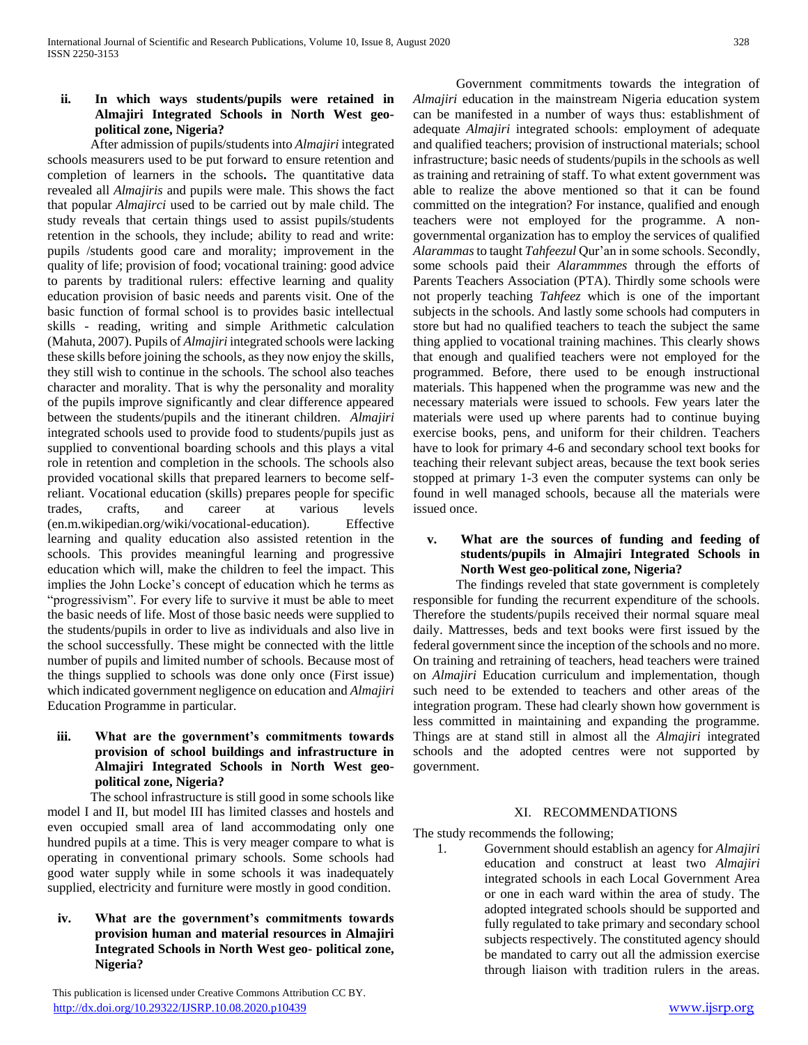### ii. In which ways students/pupils were retained in Almajiri Integrated Schools in North West geo-political zone, Nigeria?

After admission of pupils/students into *Almajiri* integrated schools measurers used to be put forward to ensure retention and completion of learners in the schools**.** The quantitative data revealed all *Almajiris* and pupils were male. This shows the fact that popular *Almajirci* used to be carried out by male child. The study reveals that certain things used to assist pupils/students retention in the schools, they include; ability to read and write: pupils /students good care and morality; improvement in the quality of life; provision of food; vocational training: good advice to parents by traditional rulers: effective learning and quality education provision of basic needs and parents visit. One of the basic function of formal school is to provides basic intellectual skills - reading, writing and simple Arithmetic calculation (Mahuta, 2007). Pupils of *Almajiri* integrated schools were lacking these skills before joining the schools, as they now enjoy the skills, they still wish to continue in the schools. The school also teaches character and morality. That is why the personality and morality of the pupils improve significantly and clear difference appeared between the students/pupils and the itinerant children. *Almajiri* integrated schools used to provide food to students/pupils just as supplied to conventional boarding schools and this plays a vital role in retention and completion in the schools. The schools also provided vocational skills that prepared learners to become self-reliant. Vocational education (skills) prepares people for specific trades, crafts, and career at various levels (en.m.wikipedian.org/wiki/vocational-education). Effective learning and quality education also assisted retention in the schools. This provides meaningful learning and progressive education which will, make the children to feel the impact. This implies the John Locke's concept of education which he terms as "progressivism". For every life to survive it must be able to meet the basic needs of life. Most of those basic needs were supplied to the students/pupils in order to live as individuals and also live in the school successfully. These might be connected with the little number of pupils and limited number of schools. Because most of the things supplied to schools was done only once (First issue) which indicated government negligence on education and *Almajiri* Education Programme in particular.

### iii. What are the government's commitments towards provision of school buildings and infrastructure in Almajiri Integrated Schools in North West geo-political zone, Nigeria?

The school infrastructure is still good in some schools like model I and II, but model III has limited classes and hostels and even occupied small area of land accommodating only one hundred pupils at a time. This is very meager compare to what is operating in conventional primary schools. Some schools had good water supply while in some schools it was inadequately supplied, electricity and furniture were mostly in good condition.

### iv. What are the government's commitments towards provision human and material resources in Almajiri Integrated Schools in North West geo- political zone, Nigeria?

Government commitments towards the integration of *Almajiri* education in the mainstream Nigeria education system can be manifested in a number of ways thus: establishment of adequate *Almajiri* integrated schools: employment of adequate and qualified teachers; provision of instructional materials; school infrastructure; basic needs of students/pupils in the schools as well as training and retraining of staff. To what extent government was able to realize the above mentioned so that it can be found committed on the integration? For instance, qualified and enough teachers were not employed for the programme. A non-governmental organization has to employ the services of qualified *Alarammas* to taught *Tahfeezul* Qur'an in some schools. Secondly, some schools paid their *Alarammmes* through the efforts of Parents Teachers Association (PTA). Thirdly some schools were not properly teaching *Tahfeez* which is one of the important subjects in the schools. And lastly some schools had computers in store but had no qualified teachers to teach the subject the same thing applied to vocational training machines. This clearly shows that enough and qualified teachers were not employed for the programmed. Before, there used to be enough instructional materials. This happened when the programme was new and the necessary materials were issued to schools. Few years later the materials were used up where parents had to continue buying exercise books, pens, and uniform for their children. Teachers have to look for primary 4-6 and secondary school text books for teaching their relevant subject areas, because the text book series stopped at primary 1-3 even the computer systems can only be found in well managed schools, because all the materials were issued once.

### v. What are the sources of funding and feeding of students/pupils in Almajiri Integrated Schools in North West geo-political zone, Nigeria?

The findings reveled that state government is completely responsible for funding the recurrent expenditure of the schools. Therefore the students/pupils received their normal square meal daily. Mattresses, beds and text books were first issued by the federal government since the inception of the schools and no more. On training and retraining of teachers, head teachers were trained on *Almajiri* Education curriculum and implementation, though such need to be extended to teachers and other areas of the integration program. These had clearly shown how government is less committed in maintaining and expanding the programme. Things are at stand still in almost all the *Almajiri* integrated schools and the adopted centres were not supported by government.

## XI. RECOMMENDATIONS

The study recommends the following;

1. Government should establish an agency for *Almajiri* education and construct at least two *Almajiri* integrated schools in each Local Government Area or one in each ward within the area of study. The adopted integrated schools should be supported and fully regulated to take primary and secondary school subjects respectively. The constituted agency should be mandated to carry out all the admission exercise through liaison with tradition rulers in the areas.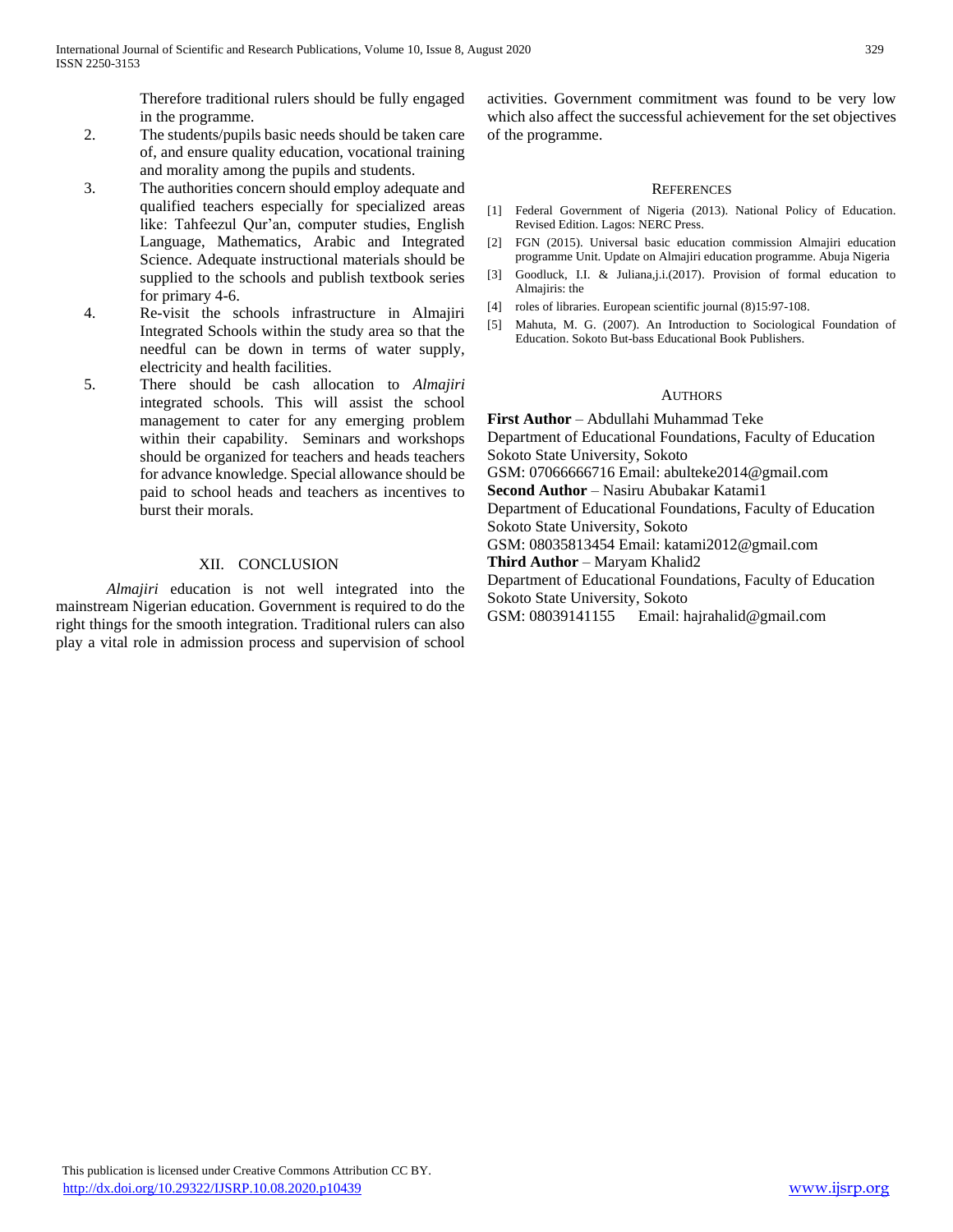Therefore traditional rulers should be fully engaged in the programme.

2. The students/pupils basic needs should be taken care of, and ensure quality education, vocational training and morality among the pupils and students.
3. The authorities concern should employ adequate and qualified teachers especially for specialized areas like: Tahfeezul Qur'an, computer studies, English Language, Mathematics, Arabic and Integrated Science. Adequate instructional materials should be supplied to the schools and publish textbook series for primary 4-6.
4. Re-visit the schools infrastructure in Almajiri Integrated Schools within the study area so that the needful can be down in terms of water supply, electricity and health facilities.
5. There should be cash allocation to *Almajiri* integrated schools. This will assist the school management to cater for any emerging problem within their capability. Seminars and workshops should be organized for teachers and heads teachers for advance knowledge. Special allowance should be paid to school heads and teachers as incentives to burst their morals.

## XII. CONCLUSION

*Almajiri* education is not well integrated into the mainstream Nigerian education. Government is required to do the right things for the smooth integration. Traditional rulers can also play a vital role in admission process and supervision of school activities. Government commitment was found to be very low which also affect the successful achievement for the set objectives of the programme.

## REFERENCES

[1] Federal Government of Nigeria (2013). National Policy of Education. Revised Edition. Lagos: NERC Press.

[2] FGN (2015). Universal basic education commission Almajiri education programme Unit. Update on Almajiri education programme. Abuja Nigeria

[3] Goodluck, I.I. & Juliana,j.i.(2017). Provision of formal education to Almajiris: the

[4] roles of libraries. European scientific journal (8)15:97-108.

[5] Mahuta, M. G. (2007). An Introduction to Sociological Foundation of Education. Sokoto But-bass Educational Book Publishers.

## AUTHORS

**First Author** – Abdullahi Muhammad Teke
Department of Educational Foundations, Faculty of Education Sokoto State University, Sokoto
GSM: 07066666716 Email: abulteke2014@gmail.com

**Second Author** – Nasiru Abubakar Katami1
Department of Educational Foundations, Faculty of Education Sokoto State University, Sokoto
GSM: 08035813454 Email: katami2012@gmail.com

**Third Author** – Maryam Khalid2
Department of Educational Foundations, Faculty of Education Sokoto State University, Sokoto
GSM: 08039141155 Email: hajrahalid@gmail.com